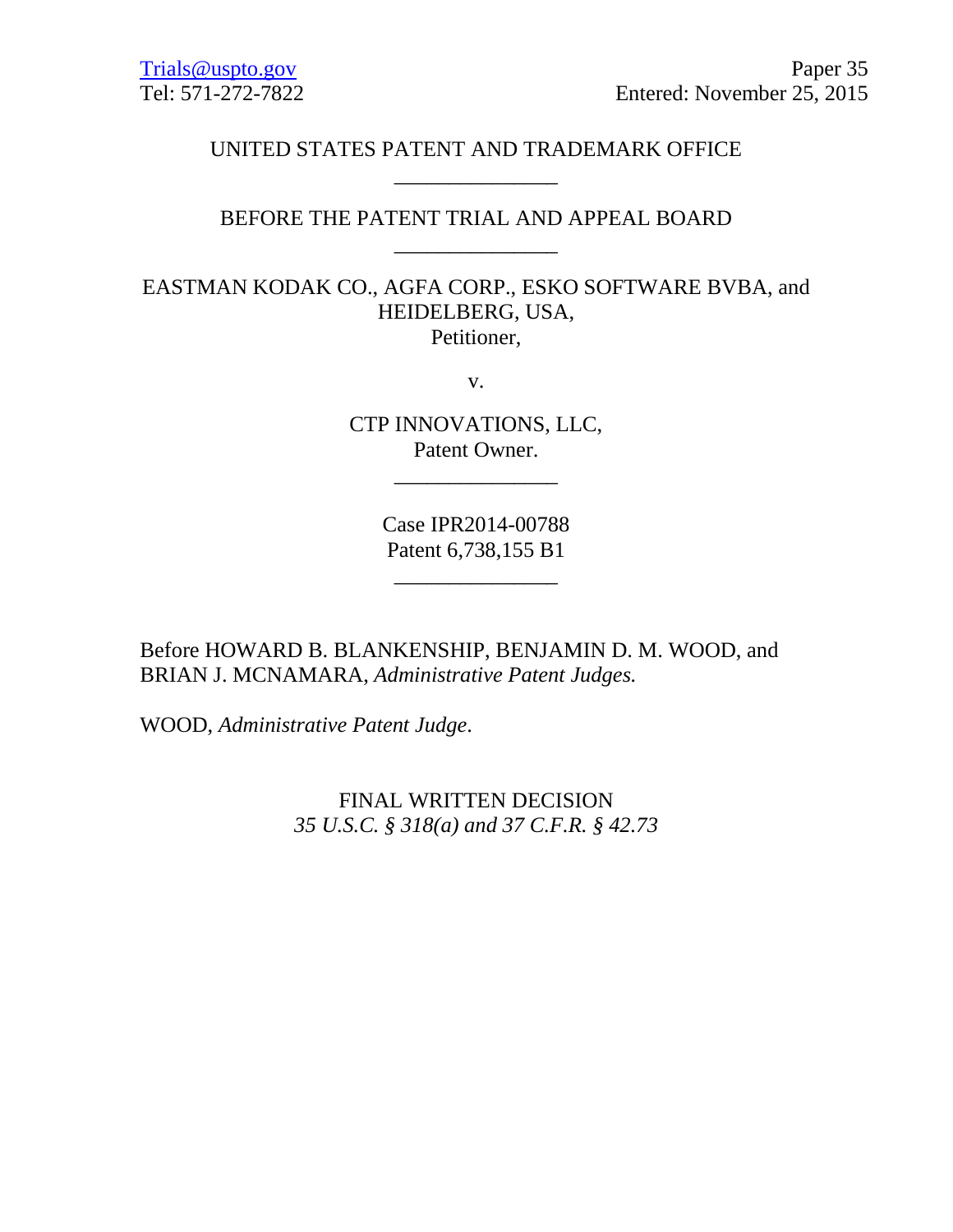Trials@uspto.gov  
Tel: 571-272-7822

Paper 35  
Entered: November 25, 2015

UNITED STATES PATENT AND TRADEMARK OFFICE

_______________

BEFORE THE PATENT TRIAL AND APPEAL BOARD

_______________

EASTMAN KODAK CO., AGFA CORP., ESKO SOFTWARE BVBA, and HEIDELBERG, USA,  
Petitioner,

v.

CTP INNOVATIONS, LLC,  
Patent Owner.

_______________

Case IPR2014-00788  
Patent 6,738,155 B1

_______________

Before HOWARD B. BLANKENSHIP, BENJAMIN D. M. WOOD, and BRIAN J. MCNAMARA, *Administrative Patent Judges.*

WOOD, *Administrative Patent Judge*.

FINAL WRITTEN DECISION  
*35 U.S.C. § 318(a) and 37 C.F.R. § 42.73*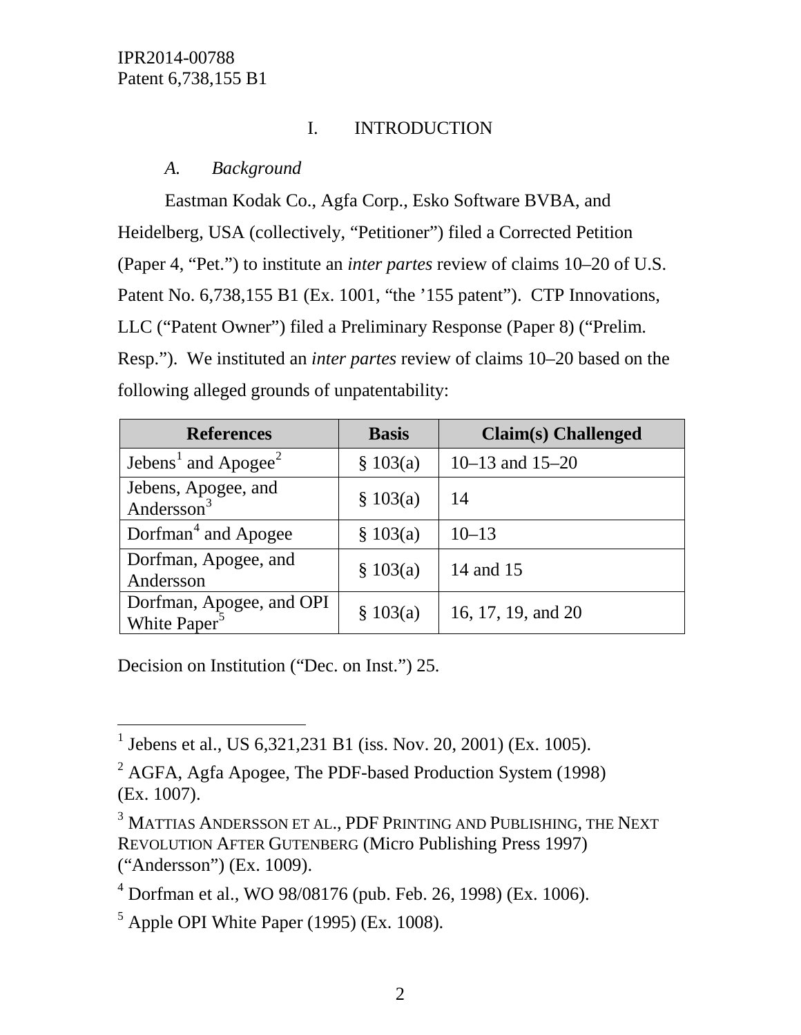# I. INTRODUCTION

## *A. Background*

Eastman Kodak Co., Agfa Corp., Esko Software BVBA, and Heidelberg, USA (collectively, "Petitioner") filed a Corrected Petition (Paper 4, "Pet.") to institute an *inter partes* review of claims 10–20 of U.S. Patent No. 6,738,155 B1 (Ex. 1001, "the '155 patent"). CTP Innovations, LLC ("Patent Owner") filed a Preliminary Response (Paper 8) ("Prelim. Resp."). We instituted an *inter partes* review of claims 10–20 based on the following alleged grounds of unpatentability:

| References | Basis | Claim(s) Challenged |
|---|---|---|
| Jebens[1] and Apogee[2] | § 103(a) | 10–13 and 15–20 |
| Jebens, Apogee, and Andersson[3] | § 103(a) | 14 |
| Dorfman[4] and Apogee | § 103(a) | 10–13 |
| Dorfman, Apogee, and Andersson | § 103(a) | 14 and 15 |
| Dorfman, Apogee, and OPI White Paper[5] | § 103(a) | 16, 17, 19, and 20 |

Decision on Institution ("Dec. on Inst.") 25.

---

[1] Jebens et al., US 6,321,231 B1 (iss. Nov. 20, 2001) (Ex. 1005).

[2] AGFA, Agfa Apogee, The PDF-based Production System (1998) (Ex. 1007).

[3] MATTIAS ANDERSSON ET AL., PDF PRINTING AND PUBLISHING, THE NEXT REVOLUTION AFTER GUTENBERG (Micro Publishing Press 1997) ("Andersson") (Ex. 1009).

[4] Dorfman et al., WO 98/08176 (pub. Feb. 26, 1998) (Ex. 1006).

[5] Apple OPI White Paper (1995) (Ex. 1008).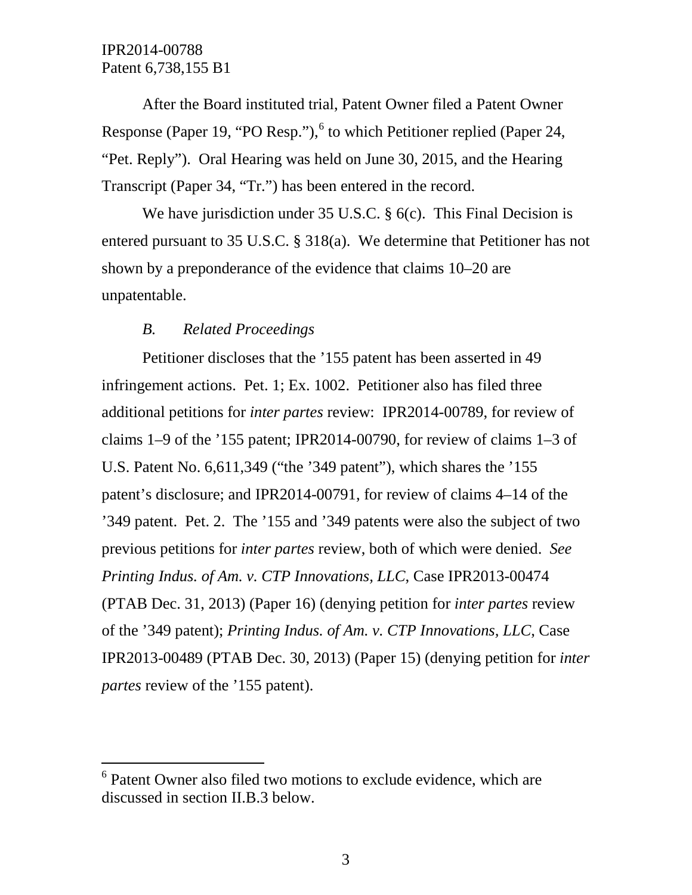After the Board instituted trial, Patent Owner filed a Patent Owner Response (Paper 19, "PO Resp."),[6] to which Petitioner replied (Paper 24, "Pet. Reply"). Oral Hearing was held on June 30, 2015, and the Hearing Transcript (Paper 34, "Tr.") has been entered in the record.

We have jurisdiction under 35 U.S.C. § 6(c). This Final Decision is entered pursuant to 35 U.S.C. § 318(a). We determine that Petitioner has not shown by a preponderance of the evidence that claims 10–20 are unpatentable.

### *B. Related Proceedings*

Petitioner discloses that the '155 patent has been asserted in 49 infringement actions. Pet. 1; Ex. 1002. Petitioner also has filed three additional petitions for *inter partes* review: IPR2014-00789, for review of claims 1–9 of the '155 patent; IPR2014-00790, for review of claims 1–3 of U.S. Patent No. 6,611,349 ("the '349 patent"), which shares the '155 patent's disclosure; and IPR2014-00791, for review of claims 4–14 of the '349 patent. Pet. 2. The '155 and '349 patents were also the subject of two previous petitions for *inter partes* review, both of which were denied. *See Printing Indus. of Am. v. CTP Innovations, LLC*, Case IPR2013-00474 (PTAB Dec. 31, 2013) (Paper 16) (denying petition for *inter partes* review of the '349 patent); *Printing Indus. of Am. v. CTP Innovations, LLC*, Case IPR2013-00489 (PTAB Dec. 30, 2013) (Paper 15) (denying petition for *inter partes* review of the '155 patent).

---

[6] Patent Owner also filed two motions to exclude evidence, which are discussed in section II.B.3 below.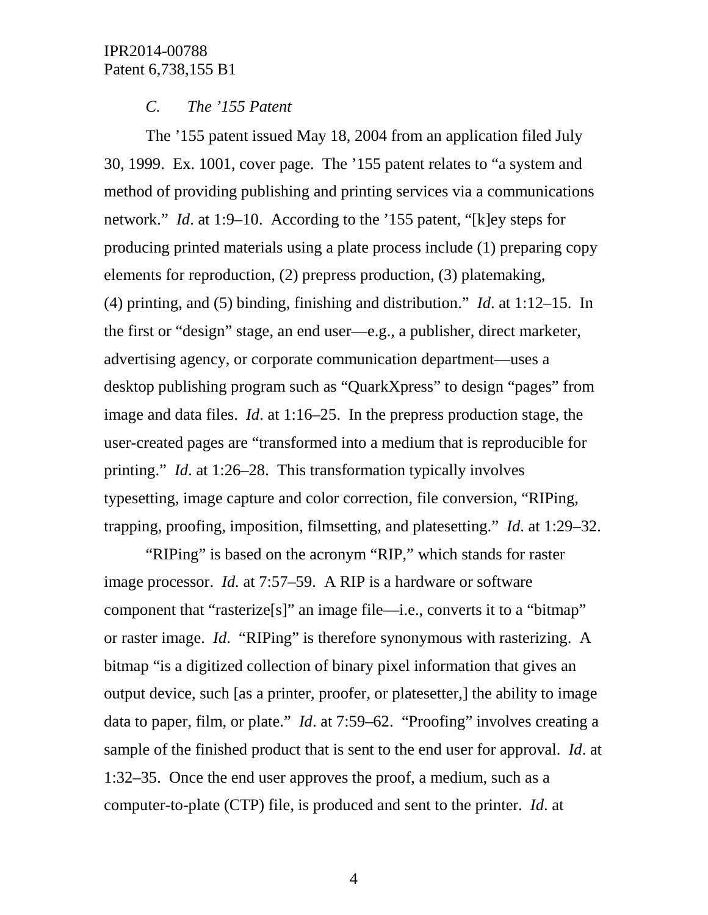### *C. The ’155 Patent*

The ’155 patent issued May 18, 2004 from an application filed July 30, 1999. Ex. 1001, cover page. The ’155 patent relates to “a system and method of providing publishing and printing services via a communications network.” *Id*. at 1:9–10. According to the ’155 patent, “[k]ey steps for producing printed materials using a plate process include (1) preparing copy elements for reproduction, (2) prepress production, (3) platemaking, (4) printing, and (5) binding, finishing and distribution.” *Id*. at 1:12–15. In the first or “design” stage, an end user—e.g., a publisher, direct marketer, advertising agency, or corporate communication department—uses a desktop publishing program such as “QuarkXpress” to design “pages” from image and data files. *Id*. at 1:16–25. In the prepress production stage, the user-created pages are “transformed into a medium that is reproducible for printing.” *Id*. at 1:26–28. This transformation typically involves typesetting, image capture and color correction, file conversion, “RIPing, trapping, proofing, imposition, filmsetting, and platesetting.” *Id*. at 1:29–32.

“RIPing” is based on the acronym “RIP,” which stands for raster image processor. *Id.* at 7:57–59. A RIP is a hardware or software component that “rasterize[s]” an image file—i.e., converts it to a “bitmap” or raster image. *Id*. “RIPing” is therefore synonymous with rasterizing. A bitmap “is a digitized collection of binary pixel information that gives an output device, such [as a printer, proofer, or platesetter,] the ability to image data to paper, film, or plate.” *Id*. at 7:59–62. “Proofing” involves creating a sample of the finished product that is sent to the end user for approval. *Id*. at 1:32–35. Once the end user approves the proof, a medium, such as a computer-to-plate (CTP) file, is produced and sent to the printer. *Id*. at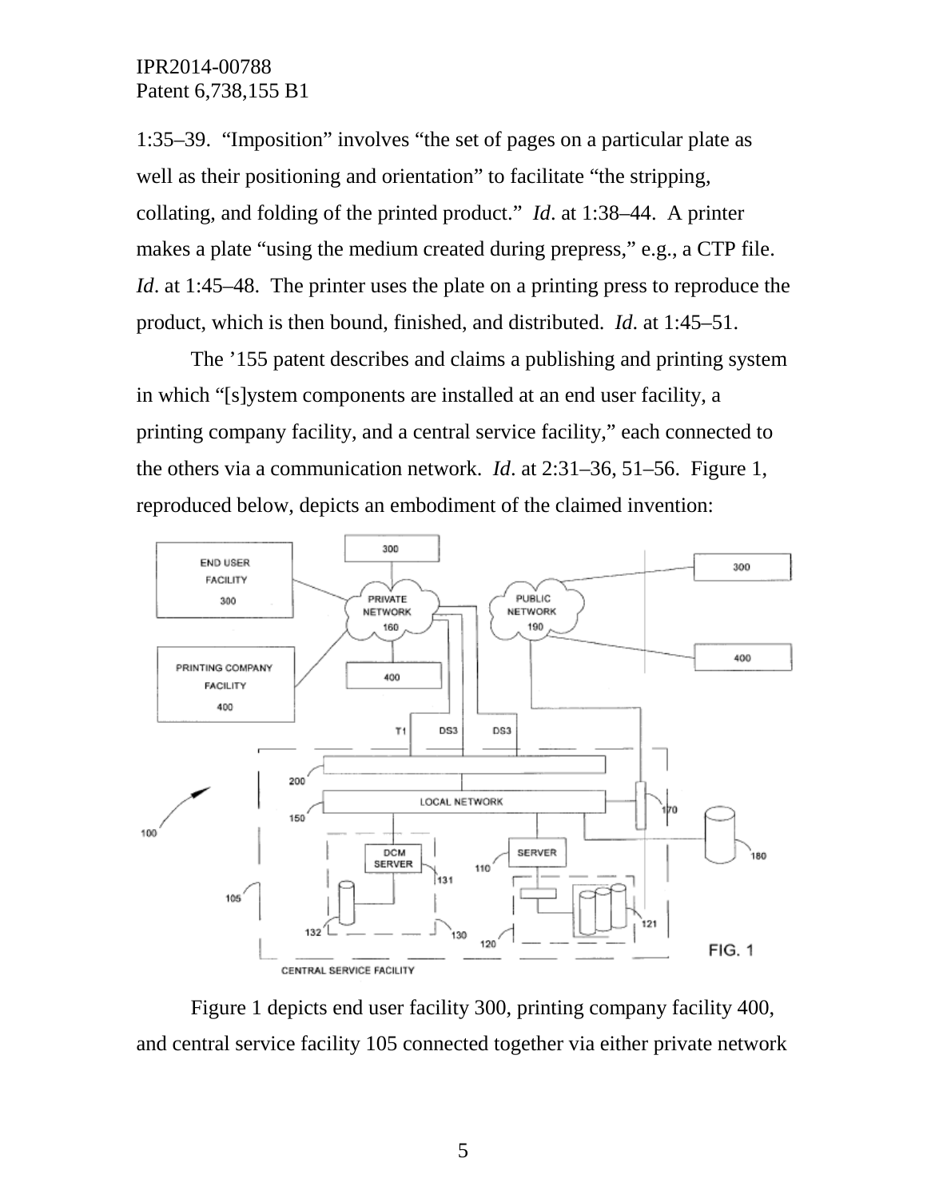1:35–39. "Imposition" involves "the set of pages on a particular plate as well as their positioning and orientation" to facilitate "the stripping, collating, and folding of the printed product." *Id*. at 1:38–44. A printer makes a plate "using the medium created during prepress," e.g., a CTP file. *Id*. at 1:45–48. The printer uses the plate on a printing press to reproduce the product, which is then bound, finished, and distributed. *Id*. at 1:45–51.

The '155 patent describes and claims a publishing and printing system in which "[s]ystem components are installed at an end user facility, a printing company facility, and a central service facility," each connected to the others via a communication network. *Id*. at 2:31–36, 51–56. Figure 1, reproduced below, depicts an embodiment of the claimed invention:

Figure 1 depicts end user facility 300, printing company facility 400, and central service facility 105 connected together via either private network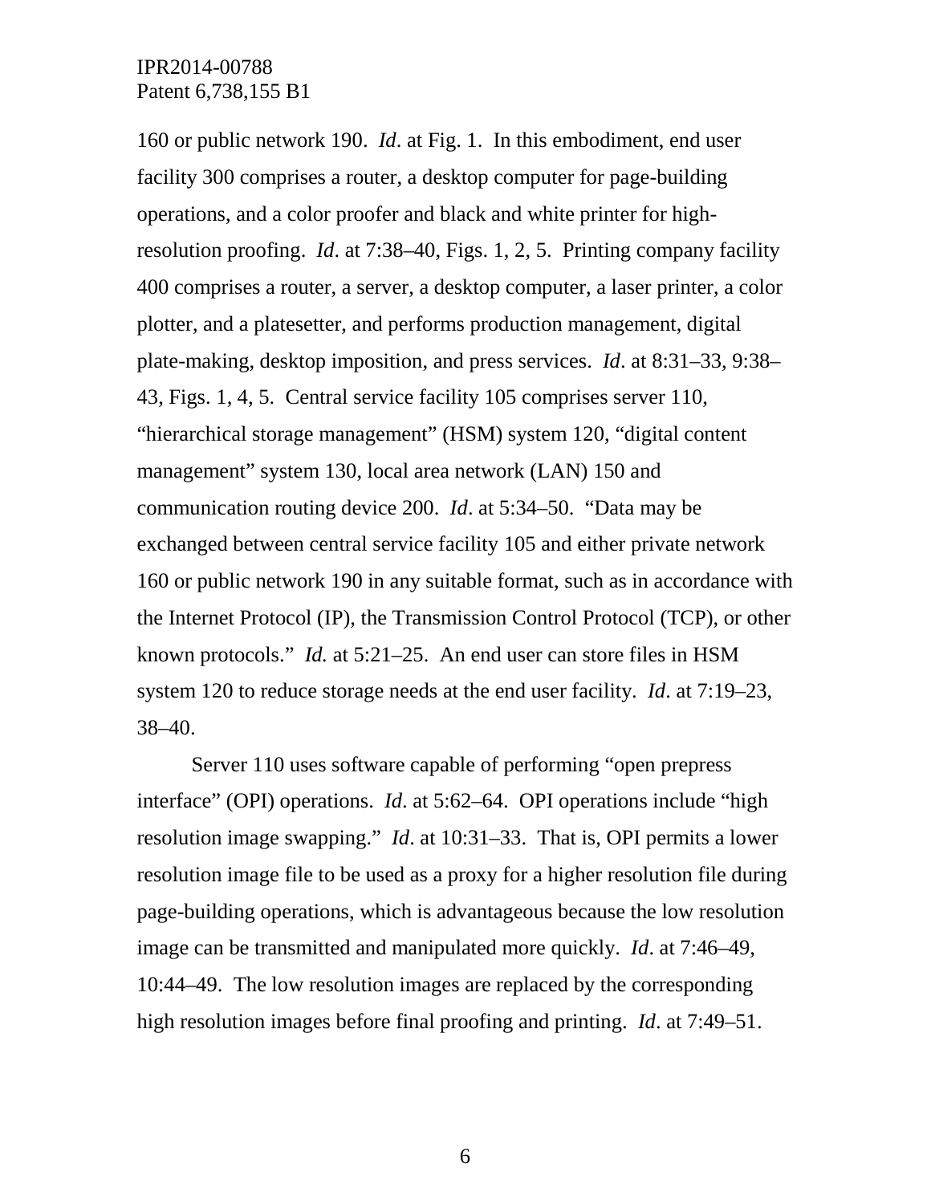160 or public network 190. *Id*. at Fig. 1. In this embodiment, end user facility 300 comprises a router, a desktop computer for page-building operations, and a color proofer and black and white printer for high-resolution proofing. *Id*. at 7:38–40, Figs. 1, 2, 5. Printing company facility 400 comprises a router, a server, a desktop computer, a laser printer, a color plotter, and a platesetter, and performs production management, digital plate-making, desktop imposition, and press services. *Id*. at 8:31–33, 9:38–43, Figs. 1, 4, 5. Central service facility 105 comprises server 110, "hierarchical storage management" (HSM) system 120, "digital content management" system 130, local area network (LAN) 150 and communication routing device 200. *Id*. at 5:34–50. "Data may be exchanged between central service facility 105 and either private network 160 or public network 190 in any suitable format, such as in accordance with the Internet Protocol (IP), the Transmission Control Protocol (TCP), or other known protocols." *Id.* at 5:21–25. An end user can store files in HSM system 120 to reduce storage needs at the end user facility. *Id*. at 7:19–23, 38–40.

Server 110 uses software capable of performing "open prepress interface" (OPI) operations. *Id*. at 5:62–64. OPI operations include "high resolution image swapping." *Id*. at 10:31–33. That is, OPI permits a lower resolution image file to be used as a proxy for a higher resolution file during page-building operations, which is advantageous because the low resolution image can be transmitted and manipulated more quickly. *Id*. at 7:46–49, 10:44–49. The low resolution images are replaced by the corresponding high resolution images before final proofing and printing. *Id*. at 7:49–51.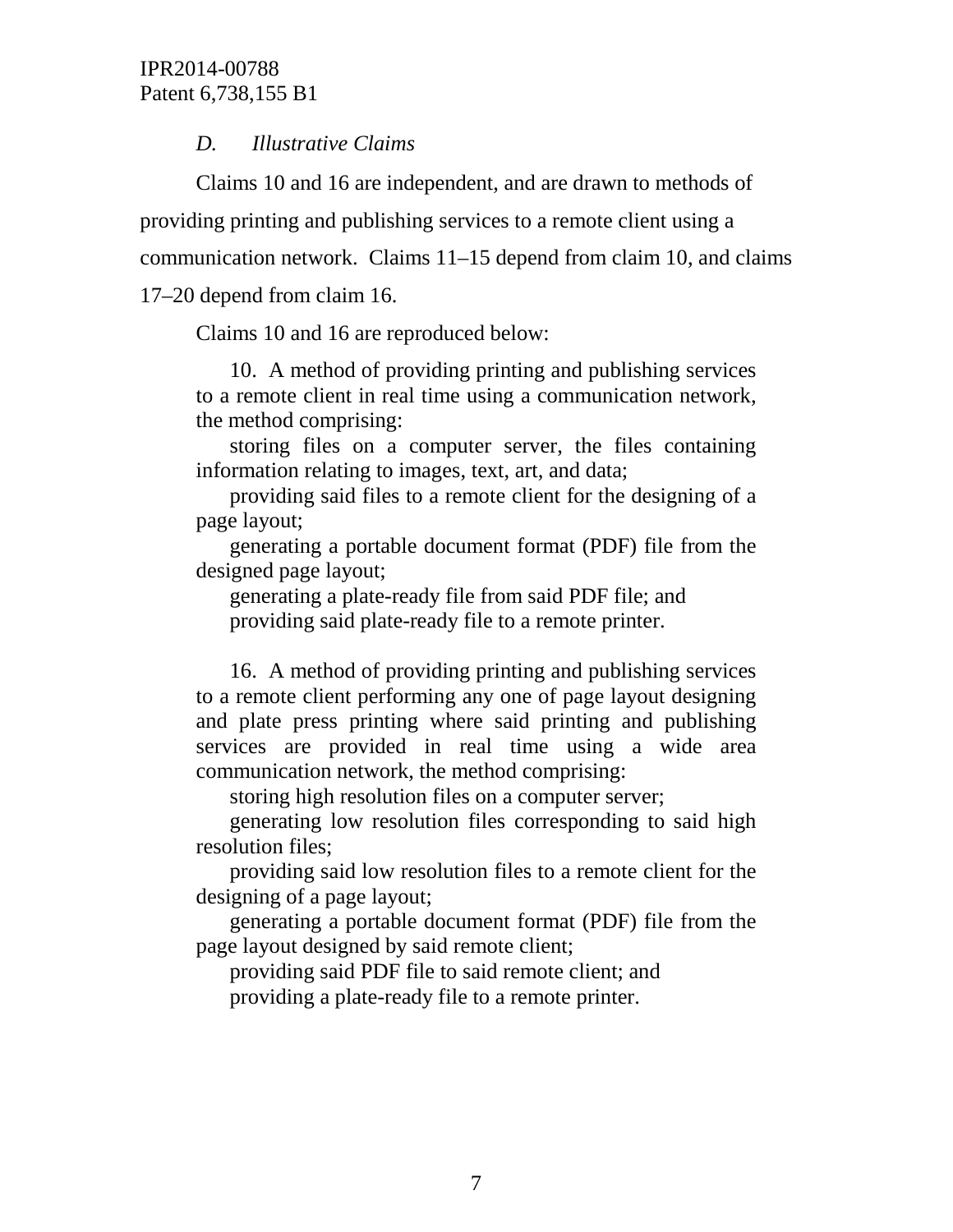### *D. Illustrative Claims*

Claims 10 and 16 are independent, and are drawn to methods of providing printing and publishing services to a remote client using a communication network. Claims 11–15 depend from claim 10, and claims 17–20 depend from claim 16.

Claims 10 and 16 are reproduced below:

> 10. A method of providing printing and publishing services to a remote client in real time using a communication network, the method comprising:
>
> storing files on a computer server, the files containing information relating to images, text, art, and data;
>
> providing said files to a remote client for the designing of a page layout;
>
> generating a portable document format (PDF) file from the designed page layout;
>
> generating a plate-ready file from said PDF file; and
>
> providing said plate-ready file to a remote printer.

> 16. A method of providing printing and publishing services to a remote client performing any one of page layout designing and plate press printing where said printing and publishing services are provided in real time using a wide area communication network, the method comprising:
>
> storing high resolution files on a computer server;
>
> generating low resolution files corresponding to said high resolution files;
>
> providing said low resolution files to a remote client for the designing of a page layout;
>
> generating a portable document format (PDF) file from the page layout designed by said remote client;
>
> providing said PDF file to said remote client; and
>
> providing a plate-ready file to a remote printer.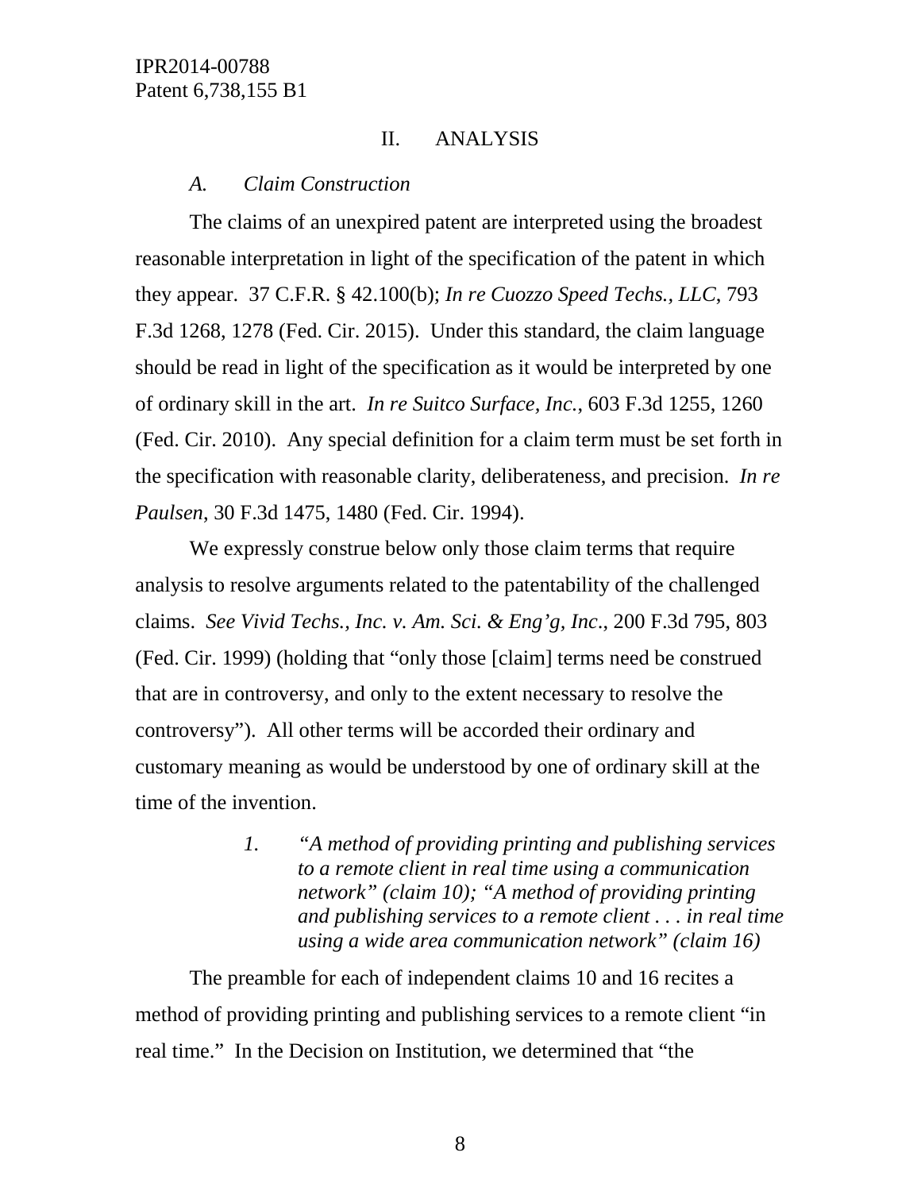## II. ANALYSIS

### *A. Claim Construction*

The claims of an unexpired patent are interpreted using the broadest reasonable interpretation in light of the specification of the patent in which they appear. 37 C.F.R. § 42.100(b); *In re Cuozzo Speed Techs., LLC*, 793 F.3d 1268, 1278 (Fed. Cir. 2015). Under this standard, the claim language should be read in light of the specification as it would be interpreted by one of ordinary skill in the art. *In re Suitco Surface, Inc.*, 603 F.3d 1255, 1260 (Fed. Cir. 2010). Any special definition for a claim term must be set forth in the specification with reasonable clarity, deliberateness, and precision. *In re Paulsen*, 30 F.3d 1475, 1480 (Fed. Cir. 1994).

We expressly construe below only those claim terms that require analysis to resolve arguments related to the patentability of the challenged claims. *See Vivid Techs., Inc. v. Am. Sci. & Eng'g, Inc.*, 200 F.3d 795, 803 (Fed. Cir. 1999) (holding that "only those [claim] terms need be construed that are in controversy, and only to the extent necessary to resolve the controversy"). All other terms will be accorded their ordinary and customary meaning as would be understood by one of ordinary skill at the time of the invention.

#### *1. "A method of providing printing and publishing services to a remote client in real time using a communication network" (claim 10); "A method of providing printing and publishing services to a remote client . . . in real time using a wide area communication network" (claim 16)*

The preamble for each of independent claims 10 and 16 recites a method of providing printing and publishing services to a remote client "in real time." In the Decision on Institution, we determined that "the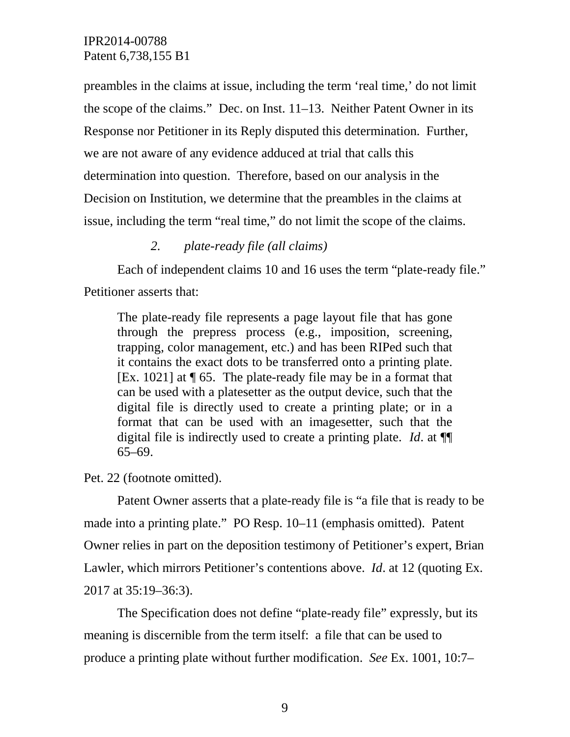preambles in the claims at issue, including the term 'real time,' do not limit the scope of the claims." Dec. on Inst. 11–13. Neither Patent Owner in its Response nor Petitioner in its Reply disputed this determination. Further, we are not aware of any evidence adduced at trial that calls this determination into question. Therefore, based on our analysis in the Decision on Institution, we determine that the preambles in the claims at issue, including the term "real time," do not limit the scope of the claims.

### *2. plate-ready file (all claims)*

Each of independent claims 10 and 16 uses the term "plate-ready file." Petitioner asserts that:

> The plate-ready file represents a page layout file that has gone through the prepress process (e.g., imposition, screening, trapping, color management, etc.) and has been RIPed such that it contains the exact dots to be transferred onto a printing plate. [Ex. 1021] at ¶ 65. The plate-ready file may be in a format that can be used with a platesetter as the output device, such that the digital file is directly used to create a printing plate; or in a format that can be used with an imagesetter, such that the digital file is indirectly used to create a printing plate. *Id*. at ¶¶ 65–69.

Pet. 22 (footnote omitted).

Patent Owner asserts that a plate-ready file is "a file that is ready to be made into a printing plate." PO Resp. 10–11 (emphasis omitted). Patent Owner relies in part on the deposition testimony of Petitioner's expert, Brian Lawler, which mirrors Petitioner's contentions above. *Id*. at 12 (quoting Ex. 2017 at 35:19–36:3).

The Specification does not define "plate-ready file" expressly, but its meaning is discernible from the term itself: a file that can be used to produce a printing plate without further modification. *See* Ex. 1001, 10:7–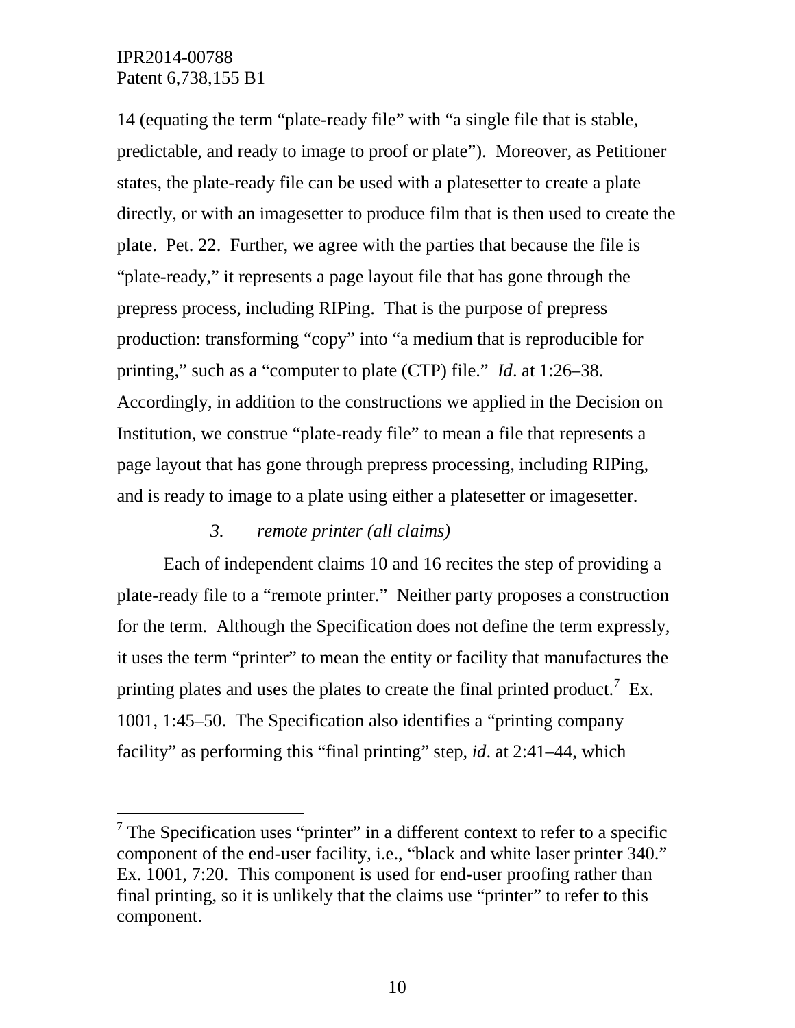14 (equating the term "plate-ready file" with "a single file that is stable, predictable, and ready to image to proof or plate"). Moreover, as Petitioner states, the plate-ready file can be used with a platesetter to create a plate directly, or with an imagesetter to produce film that is then used to create the plate. Pet. 22. Further, we agree with the parties that because the file is "plate-ready," it represents a page layout file that has gone through the prepress process, including RIPing. That is the purpose of prepress production: transforming "copy" into "a medium that is reproducible for printing," such as a "computer to plate (CTP) file." *Id*. at 1:26–38. Accordingly, in addition to the constructions we applied in the Decision on Institution, we construe "plate-ready file" to mean a file that represents a page layout that has gone through prepress processing, including RIPing, and is ready to image to a plate using either a platesetter or imagesetter.

### *3. remote printer (all claims)*

Each of independent claims 10 and 16 recites the step of providing a plate-ready file to a "remote printer." Neither party proposes a construction for the term. Although the Specification does not define the term expressly, it uses the term "printer" to mean the entity or facility that manufactures the printing plates and uses the plates to create the final printed product.[7] Ex. 1001, 1:45–50. The Specification also identifies a "printing company facility" as performing this "final printing" step, *id*. at 2:41–44, which

---

[7] The Specification uses "printer" in a different context to refer to a specific component of the end-user facility, i.e., "black and white laser printer 340." Ex. 1001, 7:20. This component is used for end-user proofing rather than final printing, so it is unlikely that the claims use "printer" to refer to this component.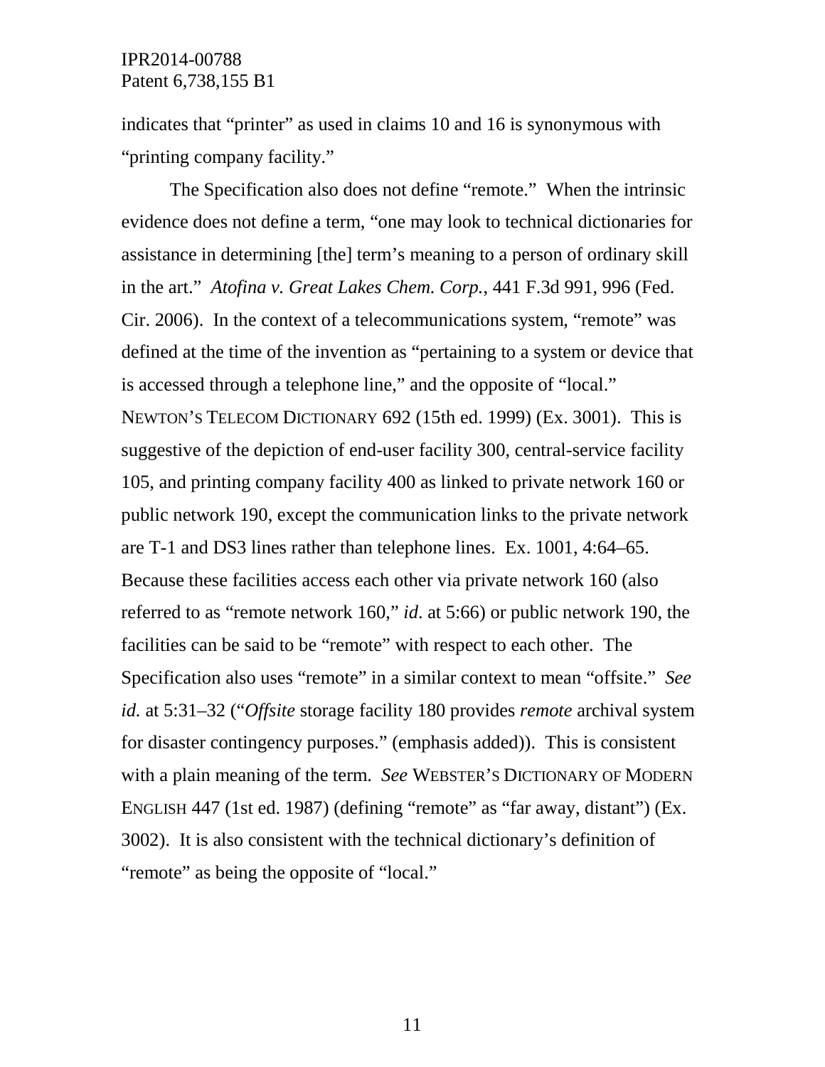indicates that "printer" as used in claims 10 and 16 is synonymous with "printing company facility."

The Specification also does not define "remote." When the intrinsic evidence does not define a term, "one may look to technical dictionaries for assistance in determining [the] term's meaning to a person of ordinary skill in the art." *Atofina v. Great Lakes Chem. Corp.*, 441 F.3d 991, 996 (Fed. Cir. 2006). In the context of a telecommunications system, "remote" was defined at the time of the invention as "pertaining to a system or device that is accessed through a telephone line," and the opposite of "local." NEWTON'S TELECOM DICTIONARY 692 (15th ed. 1999) (Ex. 3001). This is suggestive of the depiction of end-user facility 300, central-service facility 105, and printing company facility 400 as linked to private network 160 or public network 190, except the communication links to the private network are T-1 and DS3 lines rather than telephone lines. Ex. 1001, 4:64–65. Because these facilities access each other via private network 160 (also referred to as "remote network 160," *id*. at 5:66) or public network 190, the facilities can be said to be "remote" with respect to each other. The Specification also uses "remote" in a similar context to mean "offsite." *See id.* at 5:31–32 ("*Offsite* storage facility 180 provides *remote* archival system for disaster contingency purposes." (emphasis added)). This is consistent with a plain meaning of the term. *See* WEBSTER'S DICTIONARY OF MODERN ENGLISH 447 (1st ed. 1987) (defining "remote" as "far away, distant") (Ex. 3002). It is also consistent with the technical dictionary's definition of "remote" as being the opposite of "local."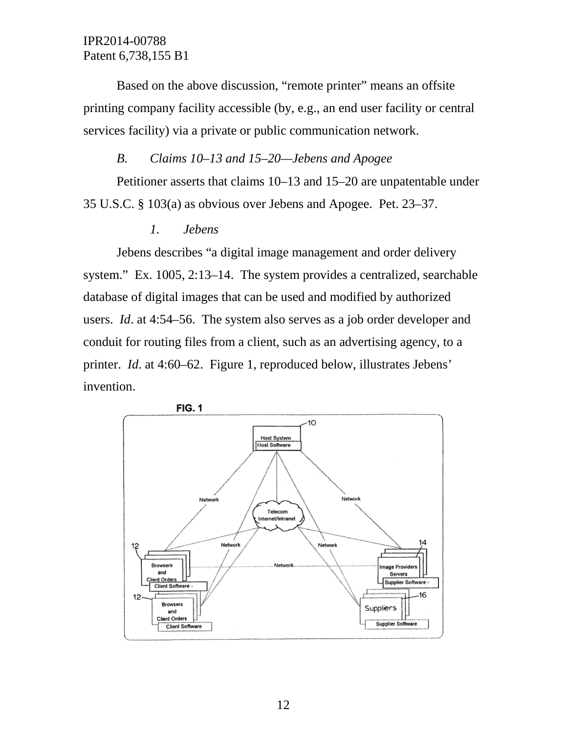Based on the above discussion, "remote printer" means an offsite printing company facility accessible (by, e.g., an end user facility or central services facility) via a private or public communication network.

### *B. Claims 10–13 and 15–20—Jebens and Apogee*

Petitioner asserts that claims 10–13 and 15–20 are unpatentable under 35 U.S.C. § 103(a) as obvious over Jebens and Apogee. Pet. 23–37.

#### *1. Jebens*

Jebens describes "a digital image management and order delivery system." Ex. 1005, 2:13–14. The system provides a centralized, searchable database of digital images that can be used and modified by authorized users. *Id*. at 4:54–56. The system also serves as a job order developer and conduit for routing files from a client, such as an advertising agency, to a printer. *Id*. at 4:60–62. Figure 1, reproduced below, illustrates Jebens' invention.

FIG. 1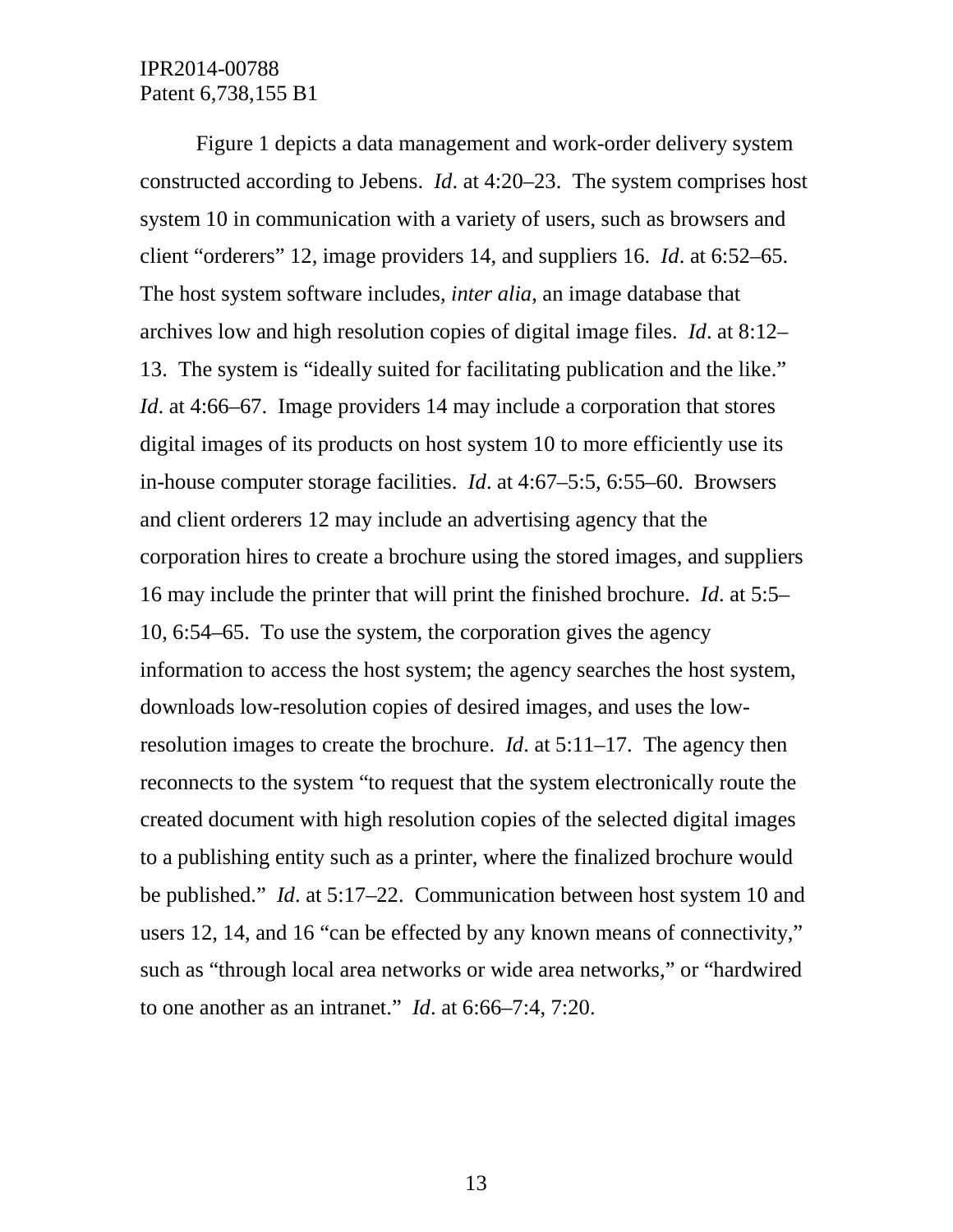Figure 1 depicts a data management and work-order delivery system constructed according to Jebens. *Id*. at 4:20–23. The system comprises host system 10 in communication with a variety of users, such as browsers and client "orderers" 12, image providers 14, and suppliers 16. *Id*. at 6:52–65. The host system software includes, *inter alia*, an image database that archives low and high resolution copies of digital image files. *Id*. at 8:12–13. The system is "ideally suited for facilitating publication and the like." *Id*. at 4:66–67. Image providers 14 may include a corporation that stores digital images of its products on host system 10 to more efficiently use its in-house computer storage facilities. *Id*. at 4:67–5:5, 6:55–60. Browsers and client orderers 12 may include an advertising agency that the corporation hires to create a brochure using the stored images, and suppliers 16 may include the printer that will print the finished brochure. *Id*. at 5:5–10, 6:54–65. To use the system, the corporation gives the agency information to access the host system; the agency searches the host system, downloads low-resolution copies of desired images, and uses the low-resolution images to create the brochure. *Id*. at 5:11–17. The agency then reconnects to the system "to request that the system electronically route the created document with high resolution copies of the selected digital images to a publishing entity such as a printer, where the finalized brochure would be published." *Id*. at 5:17–22. Communication between host system 10 and users 12, 14, and 16 "can be effected by any known means of connectivity," such as "through local area networks or wide area networks," or "hardwired to one another as an intranet." *Id*. at 6:66–7:4, 7:20.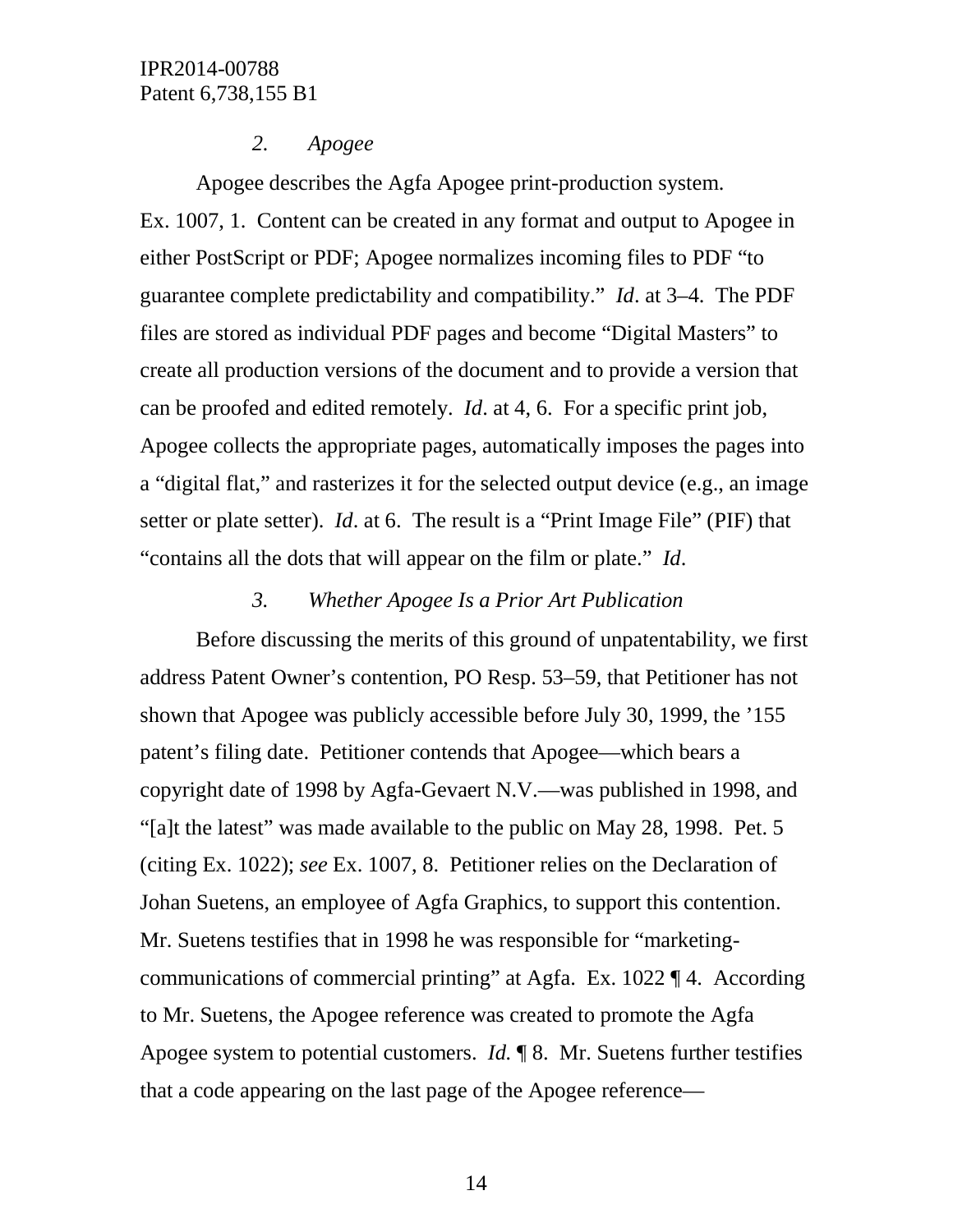### *2. Apogee*

Apogee describes the Agfa Apogee print-production system. Ex. 1007, 1. Content can be created in any format and output to Apogee in either PostScript or PDF; Apogee normalizes incoming files to PDF "to guarantee complete predictability and compatibility." *Id*. at 3–4. The PDF files are stored as individual PDF pages and become "Digital Masters" to create all production versions of the document and to provide a version that can be proofed and edited remotely. *Id*. at 4, 6. For a specific print job, Apogee collects the appropriate pages, automatically imposes the pages into a "digital flat," and rasterizes it for the selected output device (e.g., an image setter or plate setter). *Id*. at 6. The result is a "Print Image File" (PIF) that "contains all the dots that will appear on the film or plate." *Id*.

### *3. Whether Apogee Is a Prior Art Publication*

Before discussing the merits of this ground of unpatentability, we first address Patent Owner's contention, PO Resp. 53–59, that Petitioner has not shown that Apogee was publicly accessible before July 30, 1999, the '155 patent's filing date. Petitioner contends that Apogee—which bears a copyright date of 1998 by Agfa-Gevaert N.V.—was published in 1998, and "[a]t the latest" was made available to the public on May 28, 1998. Pet. 5 (citing Ex. 1022); *see* Ex. 1007, 8. Petitioner relies on the Declaration of Johan Suetens, an employee of Agfa Graphics, to support this contention. Mr. Suetens testifies that in 1998 he was responsible for "marketing-communications of commercial printing" at Agfa. Ex. 1022 ¶ 4. According to Mr. Suetens, the Apogee reference was created to promote the Agfa Apogee system to potential customers. *Id.* ¶ 8. Mr. Suetens further testifies that a code appearing on the last page of the Apogee reference—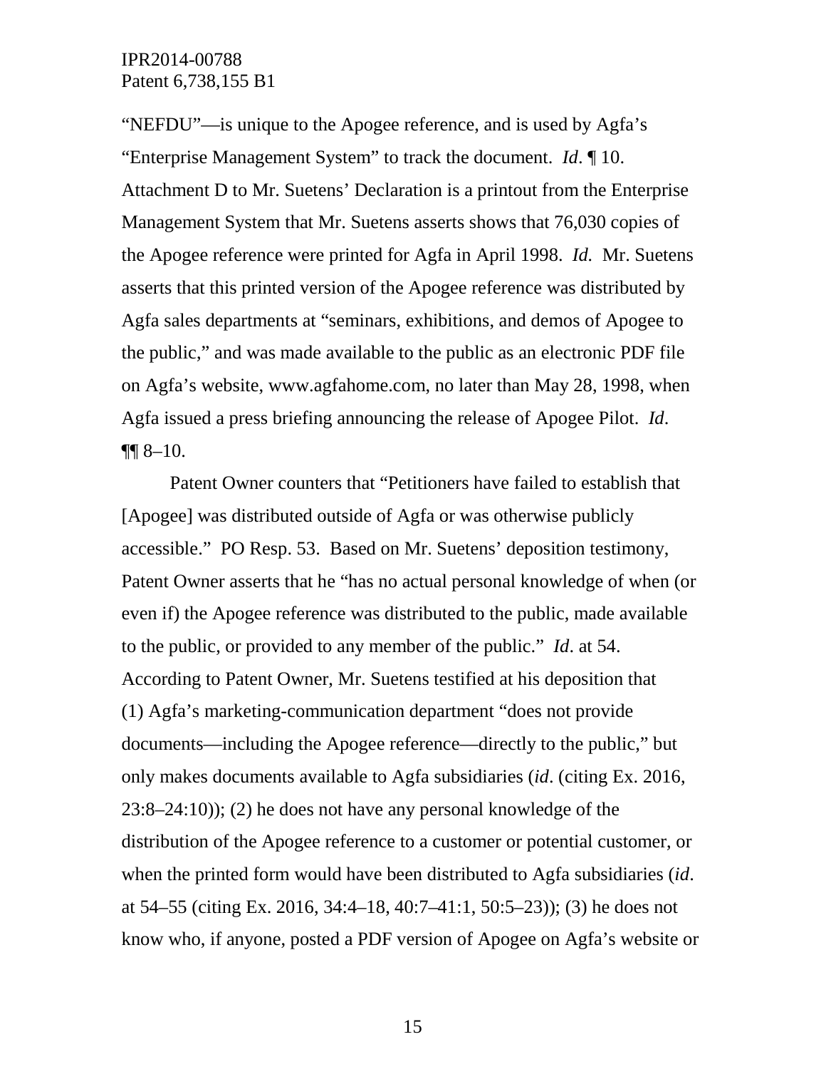"NEFDU"—is unique to the Apogee reference, and is used by Agfa's "Enterprise Management System" to track the document. *Id*. ¶ 10. Attachment D to Mr. Suetens' Declaration is a printout from the Enterprise Management System that Mr. Suetens asserts shows that 76,030 copies of the Apogee reference were printed for Agfa in April 1998. *Id.* Mr. Suetens asserts that this printed version of the Apogee reference was distributed by Agfa sales departments at "seminars, exhibitions, and demos of Apogee to the public," and was made available to the public as an electronic PDF file on Agfa's website, www.agfahome.com, no later than May 28, 1998, when Agfa issued a press briefing announcing the release of Apogee Pilot. *Id*. ¶¶ 8–10.

Patent Owner counters that "Petitioners have failed to establish that [Apogee] was distributed outside of Agfa or was otherwise publicly accessible." PO Resp. 53. Based on Mr. Suetens' deposition testimony, Patent Owner asserts that he "has no actual personal knowledge of when (or even if) the Apogee reference was distributed to the public, made available to the public, or provided to any member of the public." *Id*. at 54. According to Patent Owner, Mr. Suetens testified at his deposition that (1) Agfa's marketing-communication department "does not provide documents—including the Apogee reference—directly to the public," but only makes documents available to Agfa subsidiaries (*id*. (citing Ex. 2016, 23:8–24:10)); (2) he does not have any personal knowledge of the distribution of the Apogee reference to a customer or potential customer, or when the printed form would have been distributed to Agfa subsidiaries (*id*. at 54–55 (citing Ex. 2016, 34:4–18, 40:7–41:1, 50:5–23)); (3) he does not know who, if anyone, posted a PDF version of Apogee on Agfa's website or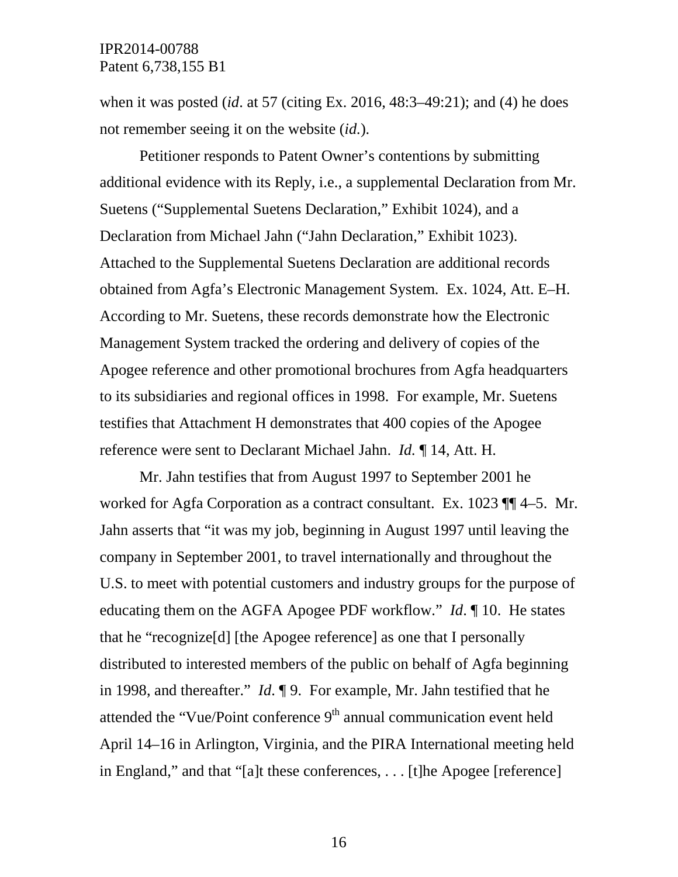when it was posted (*id*. at 57 (citing Ex. 2016, 48:3–49:21); and (4) he does not remember seeing it on the website (*id.*).

Petitioner responds to Patent Owner's contentions by submitting additional evidence with its Reply, i.e., a supplemental Declaration from Mr. Suetens ("Supplemental Suetens Declaration," Exhibit 1024), and a Declaration from Michael Jahn ("Jahn Declaration," Exhibit 1023). Attached to the Supplemental Suetens Declaration are additional records obtained from Agfa's Electronic Management System. Ex. 1024, Att. E–H. According to Mr. Suetens, these records demonstrate how the Electronic Management System tracked the ordering and delivery of copies of the Apogee reference and other promotional brochures from Agfa headquarters to its subsidiaries and regional offices in 1998. For example, Mr. Suetens testifies that Attachment H demonstrates that 400 copies of the Apogee reference were sent to Declarant Michael Jahn. *Id.* ¶ 14, Att. H.

Mr. Jahn testifies that from August 1997 to September 2001 he worked for Agfa Corporation as a contract consultant. Ex. 1023 ¶¶ 4–5. Mr. Jahn asserts that "it was my job, beginning in August 1997 until leaving the company in September 2001, to travel internationally and throughout the U.S. to meet with potential customers and industry groups for the purpose of educating them on the AGFA Apogee PDF workflow." *Id*. ¶ 10. He states that he "recognize[d] [the Apogee reference] as one that I personally distributed to interested members of the public on behalf of Agfa beginning in 1998, and thereafter." *Id*. ¶ 9. For example, Mr. Jahn testified that he attended the "Vue/Point conference 9th annual communication event held April 14–16 in Arlington, Virginia, and the PIRA International meeting held in England," and that "[a]t these conferences, . . . [t]he Apogee [reference]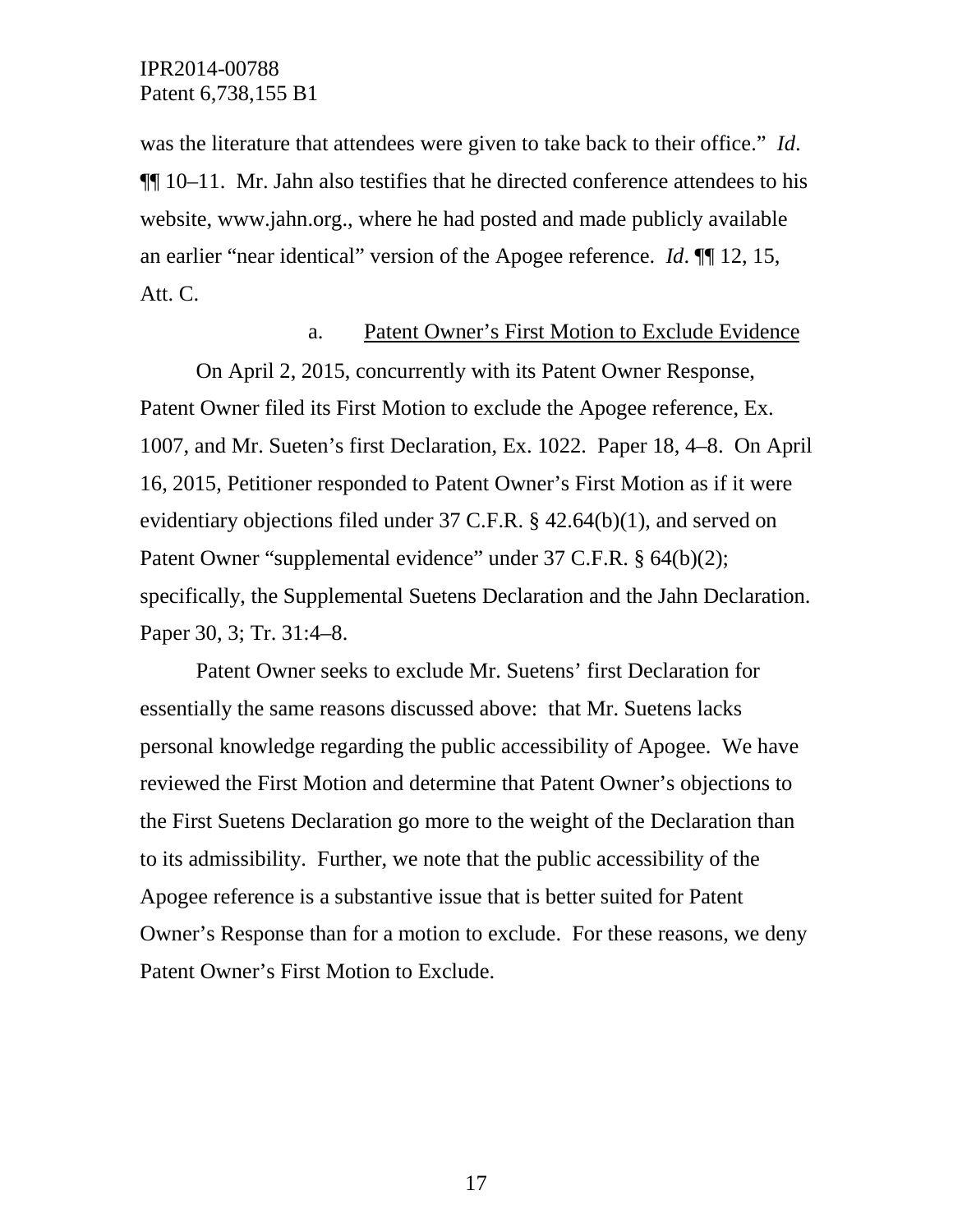was the literature that attendees were given to take back to their office." *Id.* ¶¶ 10–11. Mr. Jahn also testifies that he directed conference attendees to his website, www.jahn.org., where he had posted and made publicly available an earlier "near identical" version of the Apogee reference. *Id*. ¶¶ 12, 15, Att. C.

a. Patent Owner's First Motion to Exclude Evidence

On April 2, 2015, concurrently with its Patent Owner Response, Patent Owner filed its First Motion to exclude the Apogee reference, Ex. 1007, and Mr. Sueten's first Declaration, Ex. 1022. Paper 18, 4–8. On April 16, 2015, Petitioner responded to Patent Owner's First Motion as if it were evidentiary objections filed under 37 C.F.R. § 42.64(b)(1), and served on Patent Owner "supplemental evidence" under 37 C.F.R. § 64(b)(2); specifically, the Supplemental Suetens Declaration and the Jahn Declaration. Paper 30, 3; Tr. 31:4–8.

Patent Owner seeks to exclude Mr. Suetens' first Declaration for essentially the same reasons discussed above: that Mr. Suetens lacks personal knowledge regarding the public accessibility of Apogee. We have reviewed the First Motion and determine that Patent Owner's objections to the First Suetens Declaration go more to the weight of the Declaration than to its admissibility. Further, we note that the public accessibility of the Apogee reference is a substantive issue that is better suited for Patent Owner's Response than for a motion to exclude. For these reasons, we deny Patent Owner's First Motion to Exclude.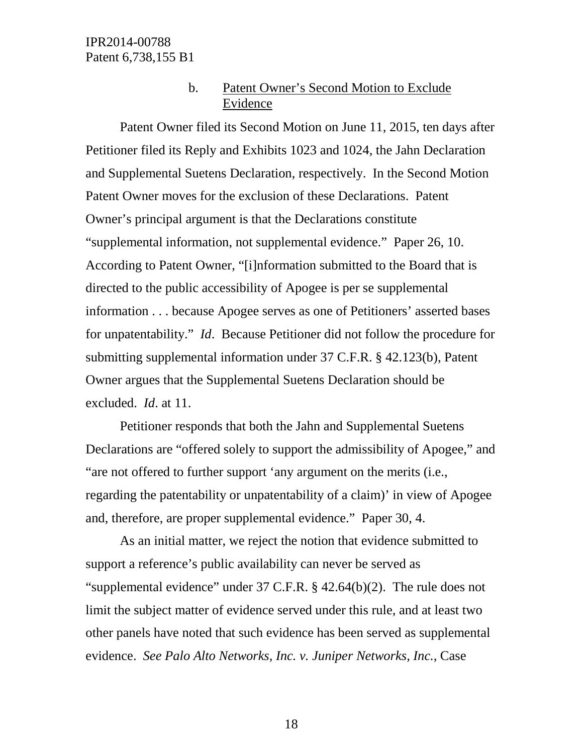b. Patent Owner's Second Motion to Exclude Evidence

Patent Owner filed its Second Motion on June 11, 2015, ten days after Petitioner filed its Reply and Exhibits 1023 and 1024, the Jahn Declaration and Supplemental Suetens Declaration, respectively. In the Second Motion Patent Owner moves for the exclusion of these Declarations. Patent Owner's principal argument is that the Declarations constitute "supplemental information, not supplemental evidence." Paper 26, 10. According to Patent Owner, "[i]nformation submitted to the Board that is directed to the public accessibility of Apogee is per se supplemental information . . . because Apogee serves as one of Petitioners' asserted bases for unpatentability." *Id*. Because Petitioner did not follow the procedure for submitting supplemental information under 37 C.F.R. § 42.123(b), Patent Owner argues that the Supplemental Suetens Declaration should be excluded. *Id*. at 11.

Petitioner responds that both the Jahn and Supplemental Suetens Declarations are "offered solely to support the admissibility of Apogee," and "are not offered to further support 'any argument on the merits (i.e., regarding the patentability or unpatentability of a claim)' in view of Apogee and, therefore, are proper supplemental evidence." Paper 30, 4.

As an initial matter, we reject the notion that evidence submitted to support a reference's public availability can never be served as "supplemental evidence" under 37 C.F.R. § 42.64(b)(2). The rule does not limit the subject matter of evidence served under this rule, and at least two other panels have noted that such evidence has been served as supplemental evidence. *See Palo Alto Networks, Inc. v. Juniper Networks, Inc.*, Case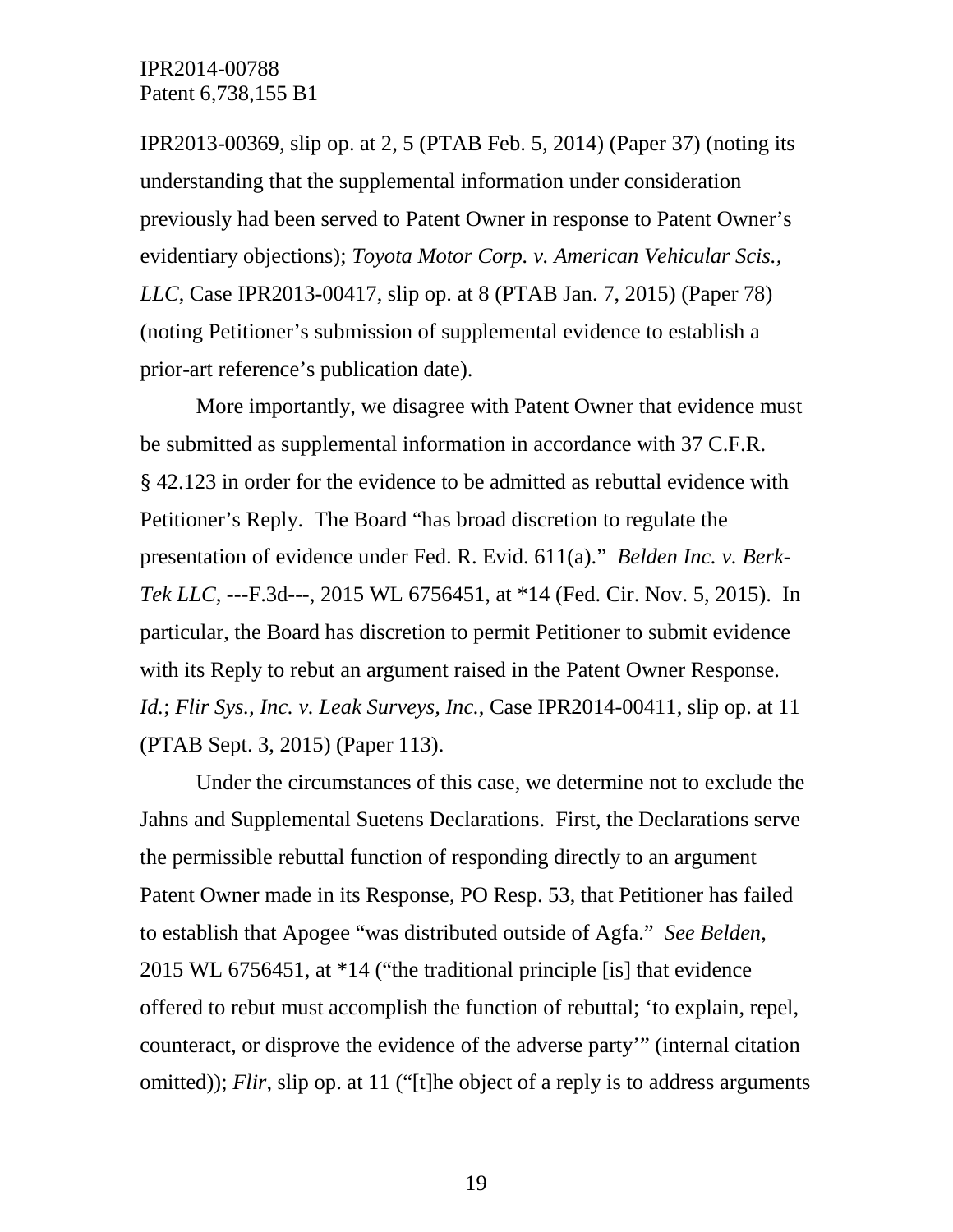IPR2013-00369, slip op. at 2, 5 (PTAB Feb. 5, 2014) (Paper 37) (noting its understanding that the supplemental information under consideration previously had been served to Patent Owner in response to Patent Owner's evidentiary objections); *Toyota Motor Corp. v. American Vehicular Scis., LLC*, Case IPR2013-00417, slip op. at 8 (PTAB Jan. 7, 2015) (Paper 78) (noting Petitioner's submission of supplemental evidence to establish a prior-art reference's publication date).

More importantly, we disagree with Patent Owner that evidence must be submitted as supplemental information in accordance with 37 C.F.R. § 42.123 in order for the evidence to be admitted as rebuttal evidence with Petitioner's Reply. The Board "has broad discretion to regulate the presentation of evidence under Fed. R. Evid. 611(a)." *Belden Inc. v. Berk-Tek LLC*, ---F.3d---, 2015 WL 6756451, at *14 (Fed. Cir. Nov. 5, 2015). In particular, the Board has discretion to permit Petitioner to submit evidence with its Reply to rebut an argument raised in the Patent Owner Response. *Id.*; *Flir Sys., Inc. v. Leak Surveys, Inc.*, Case IPR2014-00411, slip op. at 11 (PTAB Sept. 3, 2015) (Paper 113).

Under the circumstances of this case, we determine not to exclude the Jahns and Supplemental Suetens Declarations. First, the Declarations serve the permissible rebuttal function of responding directly to an argument Patent Owner made in its Response, PO Resp. 53, that Petitioner has failed to establish that Apogee "was distributed outside of Agfa." *See Belden*, 2015 WL 6756451, at *14 ("the traditional principle [is] that evidence offered to rebut must accomplish the function of rebuttal; 'to explain, repel, counteract, or disprove the evidence of the adverse party'" (internal citation omitted)); *Flir*, slip op. at 11 ("[t]he object of a reply is to address arguments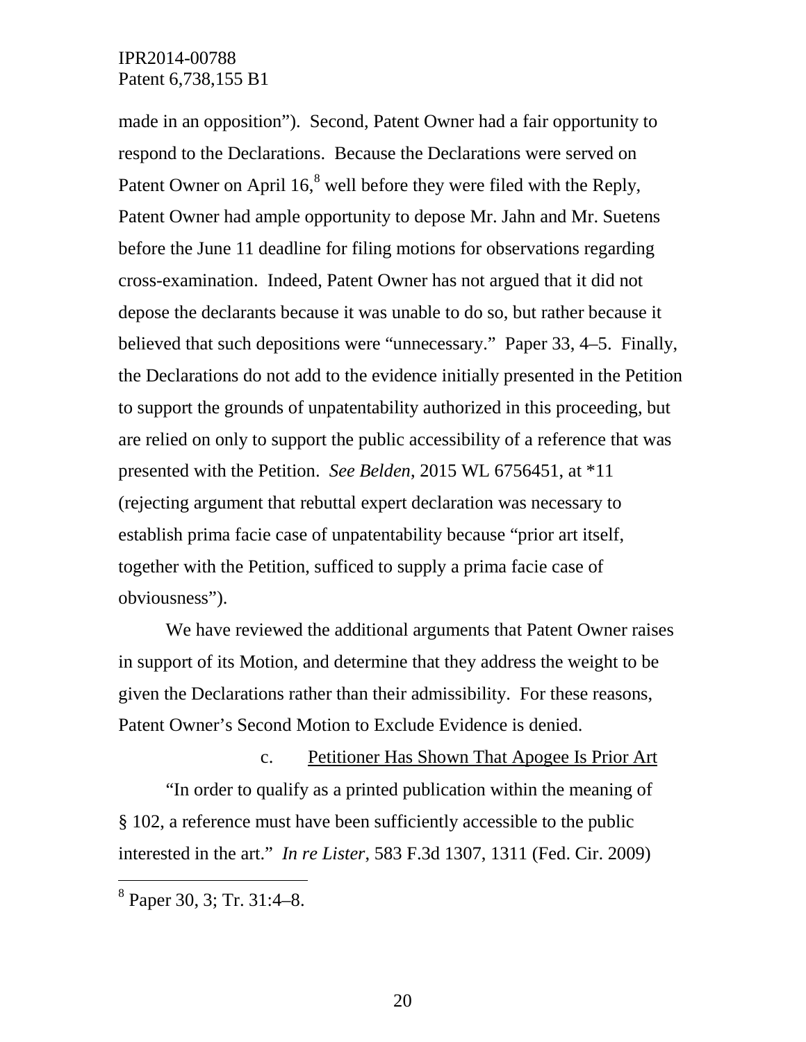made in an opposition"). Second, Patent Owner had a fair opportunity to respond to the Declarations. Because the Declarations were served on Patent Owner on April 16,[8] well before they were filed with the Reply, Patent Owner had ample opportunity to depose Mr. Jahn and Mr. Suetens before the June 11 deadline for filing motions for observations regarding cross-examination. Indeed, Patent Owner has not argued that it did not depose the declarants because it was unable to do so, but rather because it believed that such depositions were "unnecessary." Paper 33, 4–5. Finally, the Declarations do not add to the evidence initially presented in the Petition to support the grounds of unpatentability authorized in this proceeding, but are relied on only to support the public accessibility of a reference that was presented with the Petition. *See Belden*, 2015 WL 6756451, at *11 (rejecting argument that rebuttal expert declaration was necessary to establish prima facie case of unpatentability because "prior art itself, together with the Petition, sufficed to supply a prima facie case of obviousness").

We have reviewed the additional arguments that Patent Owner raises in support of its Motion, and determine that they address the weight to be given the Declarations rather than their admissibility. For these reasons, Patent Owner's Second Motion to Exclude Evidence is denied.

c. Petitioner Has Shown That Apogee Is Prior Art

"In order to qualify as a printed publication within the meaning of § 102, a reference must have been sufficiently accessible to the public interested in the art." *In re Lister*, 583 F.3d 1307, 1311 (Fed. Cir. 2009)

[8] Paper 30, 3; Tr. 31:4–8.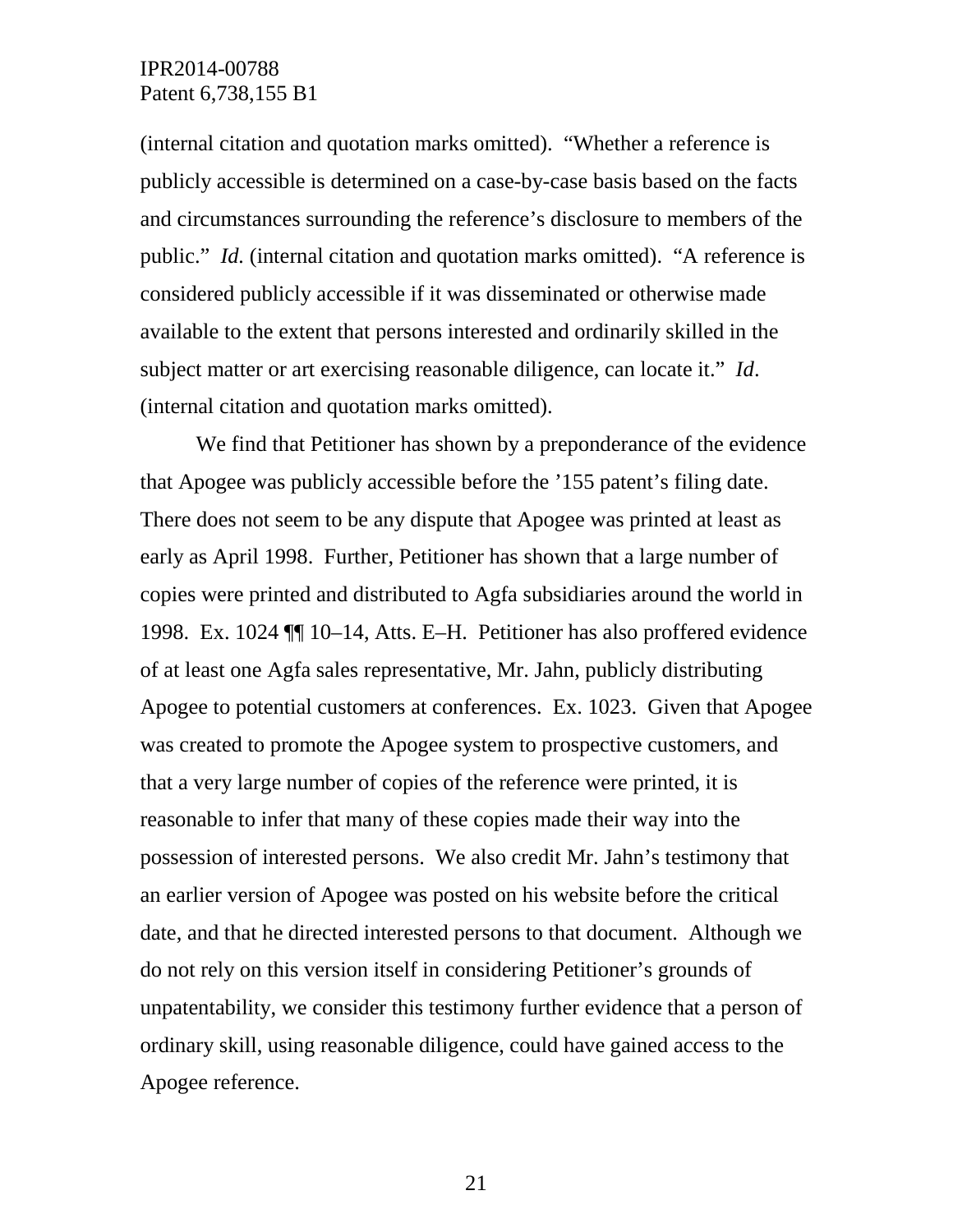(internal citation and quotation marks omitted). "Whether a reference is publicly accessible is determined on a case-by-case basis based on the facts and circumstances surrounding the reference's disclosure to members of the public." *Id.* (internal citation and quotation marks omitted). "A reference is considered publicly accessible if it was disseminated or otherwise made available to the extent that persons interested and ordinarily skilled in the subject matter or art exercising reasonable diligence, can locate it." *Id*. (internal citation and quotation marks omitted).

We find that Petitioner has shown by a preponderance of the evidence that Apogee was publicly accessible before the '155 patent's filing date. There does not seem to be any dispute that Apogee was printed at least as early as April 1998. Further, Petitioner has shown that a large number of copies were printed and distributed to Agfa subsidiaries around the world in 1998. Ex. 1024 ¶¶ 10–14, Atts. E–H. Petitioner has also proffered evidence of at least one Agfa sales representative, Mr. Jahn, publicly distributing Apogee to potential customers at conferences. Ex. 1023. Given that Apogee was created to promote the Apogee system to prospective customers, and that a very large number of copies of the reference were printed, it is reasonable to infer that many of these copies made their way into the possession of interested persons. We also credit Mr. Jahn's testimony that an earlier version of Apogee was posted on his website before the critical date, and that he directed interested persons to that document. Although we do not rely on this version itself in considering Petitioner's grounds of unpatentability, we consider this testimony further evidence that a person of ordinary skill, using reasonable diligence, could have gained access to the Apogee reference.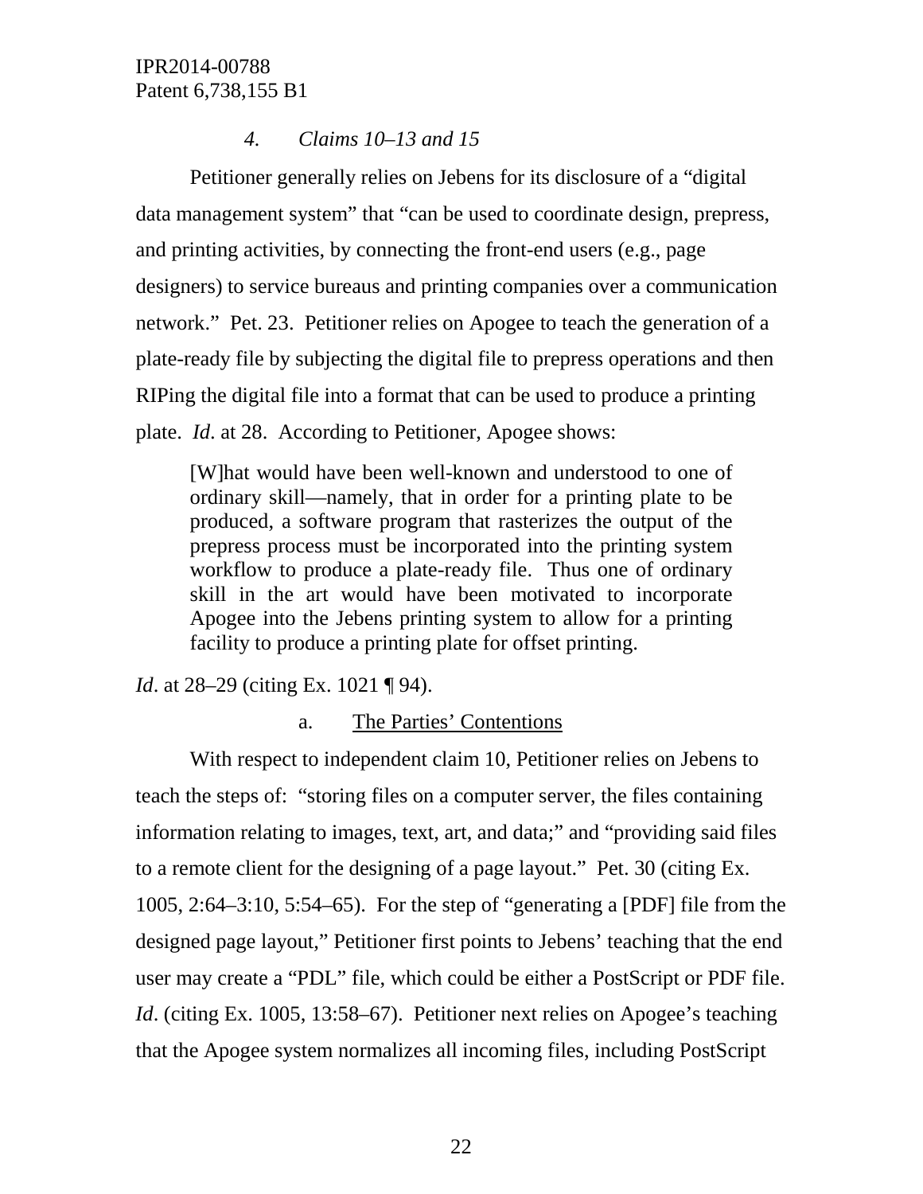*4. Claims 10–13 and 15*

Petitioner generally relies on Jebens for its disclosure of a "digital data management system" that "can be used to coordinate design, prepress, and printing activities, by connecting the front-end users (e.g., page designers) to service bureaus and printing companies over a communication network." Pet. 23. Petitioner relies on Apogee to teach the generation of a plate-ready file by subjecting the digital file to prepress operations and then RIPing the digital file into a format that can be used to produce a printing plate. *Id*. at 28. According to Petitioner, Apogee shows:

> [W]hat would have been well-known and understood to one of ordinary skill—namely, that in order for a printing plate to be produced, a software program that rasterizes the output of the prepress process must be incorporated into the printing system workflow to produce a plate-ready file. Thus one of ordinary skill in the art would have been motivated to incorporate Apogee into the Jebens printing system to allow for a printing facility to produce a printing plate for offset printing.

*Id*. at 28–29 (citing Ex. 1021 ¶ 94).

a. The Parties' Contentions

With respect to independent claim 10, Petitioner relies on Jebens to teach the steps of: "storing files on a computer server, the files containing information relating to images, text, art, and data;" and "providing said files to a remote client for the designing of a page layout." Pet. 30 (citing Ex. 1005, 2:64–3:10, 5:54–65). For the step of "generating a [PDF] file from the designed page layout," Petitioner first points to Jebens' teaching that the end user may create a "PDL" file, which could be either a PostScript or PDF file. *Id*. (citing Ex. 1005, 13:58–67). Petitioner next relies on Apogee's teaching that the Apogee system normalizes all incoming files, including PostScript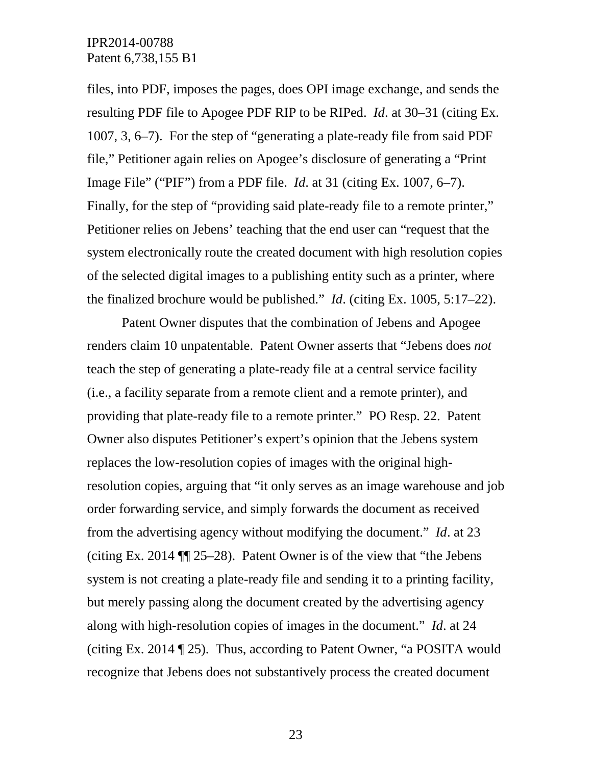files, into PDF, imposes the pages, does OPI image exchange, and sends the resulting PDF file to Apogee PDF RIP to be RIPed. *Id*. at 30–31 (citing Ex. 1007, 3, 6–7). For the step of "generating a plate-ready file from said PDF file," Petitioner again relies on Apogee's disclosure of generating a "Print Image File" ("PIF") from a PDF file. *Id*. at 31 (citing Ex. 1007, 6–7). Finally, for the step of "providing said plate-ready file to a remote printer," Petitioner relies on Jebens' teaching that the end user can "request that the system electronically route the created document with high resolution copies of the selected digital images to a publishing entity such as a printer, where the finalized brochure would be published." *Id*. (citing Ex. 1005, 5:17–22).

Patent Owner disputes that the combination of Jebens and Apogee renders claim 10 unpatentable. Patent Owner asserts that "Jebens does *not* teach the step of generating a plate-ready file at a central service facility (i.e., a facility separate from a remote client and a remote printer), and providing that plate-ready file to a remote printer." PO Resp. 22. Patent Owner also disputes Petitioner's expert's opinion that the Jebens system replaces the low-resolution copies of images with the original high-resolution copies, arguing that "it only serves as an image warehouse and job order forwarding service, and simply forwards the document as received from the advertising agency without modifying the document." *Id*. at 23 (citing Ex. 2014 ¶¶ 25–28). Patent Owner is of the view that "the Jebens system is not creating a plate-ready file and sending it to a printing facility, but merely passing along the document created by the advertising agency along with high-resolution copies of images in the document." *Id*. at 24 (citing Ex. 2014 ¶ 25). Thus, according to Patent Owner, "a POSITA would recognize that Jebens does not substantively process the created document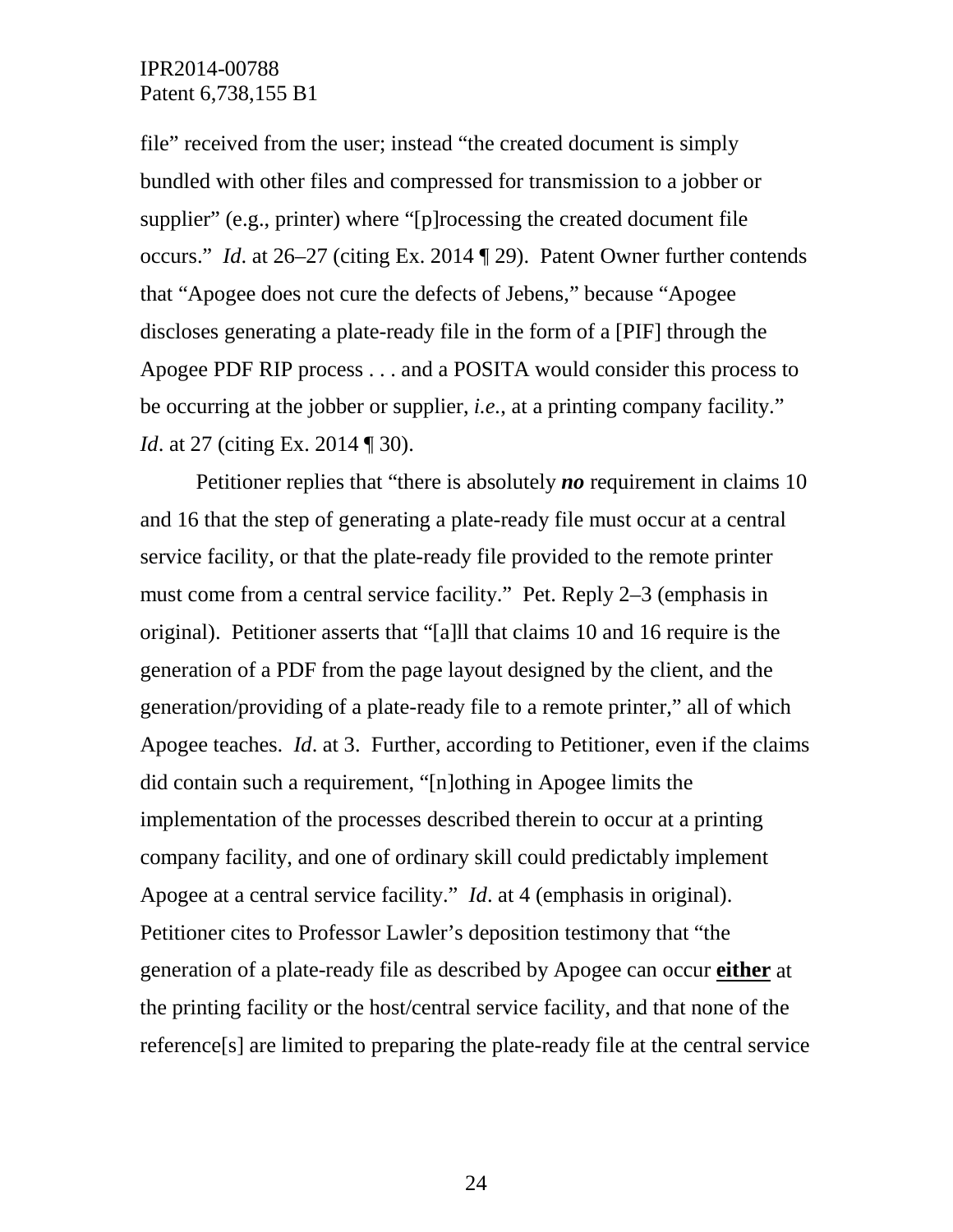file" received from the user; instead "the created document is simply bundled with other files and compressed for transmission to a jobber or supplier" (e.g., printer) where "[p]rocessing the created document file occurs." *Id*. at 26–27 (citing Ex. 2014 ¶ 29). Patent Owner further contends that "Apogee does not cure the defects of Jebens," because "Apogee discloses generating a plate-ready file in the form of a [PIF] through the Apogee PDF RIP process . . . and a POSITA would consider this process to be occurring at the jobber or supplier, *i.e.*, at a printing company facility." *Id*. at 27 (citing Ex. 2014 ¶ 30).

Petitioner replies that "there is absolutely ***no*** requirement in claims 10 and 16 that the step of generating a plate-ready file must occur at a central service facility, or that the plate-ready file provided to the remote printer must come from a central service facility." Pet. Reply 2–3 (emphasis in original). Petitioner asserts that "[a]ll that claims 10 and 16 require is the generation of a PDF from the page layout designed by the client, and the generation/providing of a plate-ready file to a remote printer," all of which Apogee teaches. *Id*. at 3. Further, according to Petitioner, even if the claims did contain such a requirement, "[n]othing in Apogee limits the implementation of the processes described therein to occur at a printing company facility, and one of ordinary skill could predictably implement Apogee at a central service facility." *Id*. at 4 (emphasis in original). Petitioner cites to Professor Lawler's deposition testimony that "the generation of a plate-ready file as described by Apogee can occur **<u>either</u>** at the printing facility or the host/central service facility, and that none of the reference[s] are limited to preparing the plate-ready file at the central service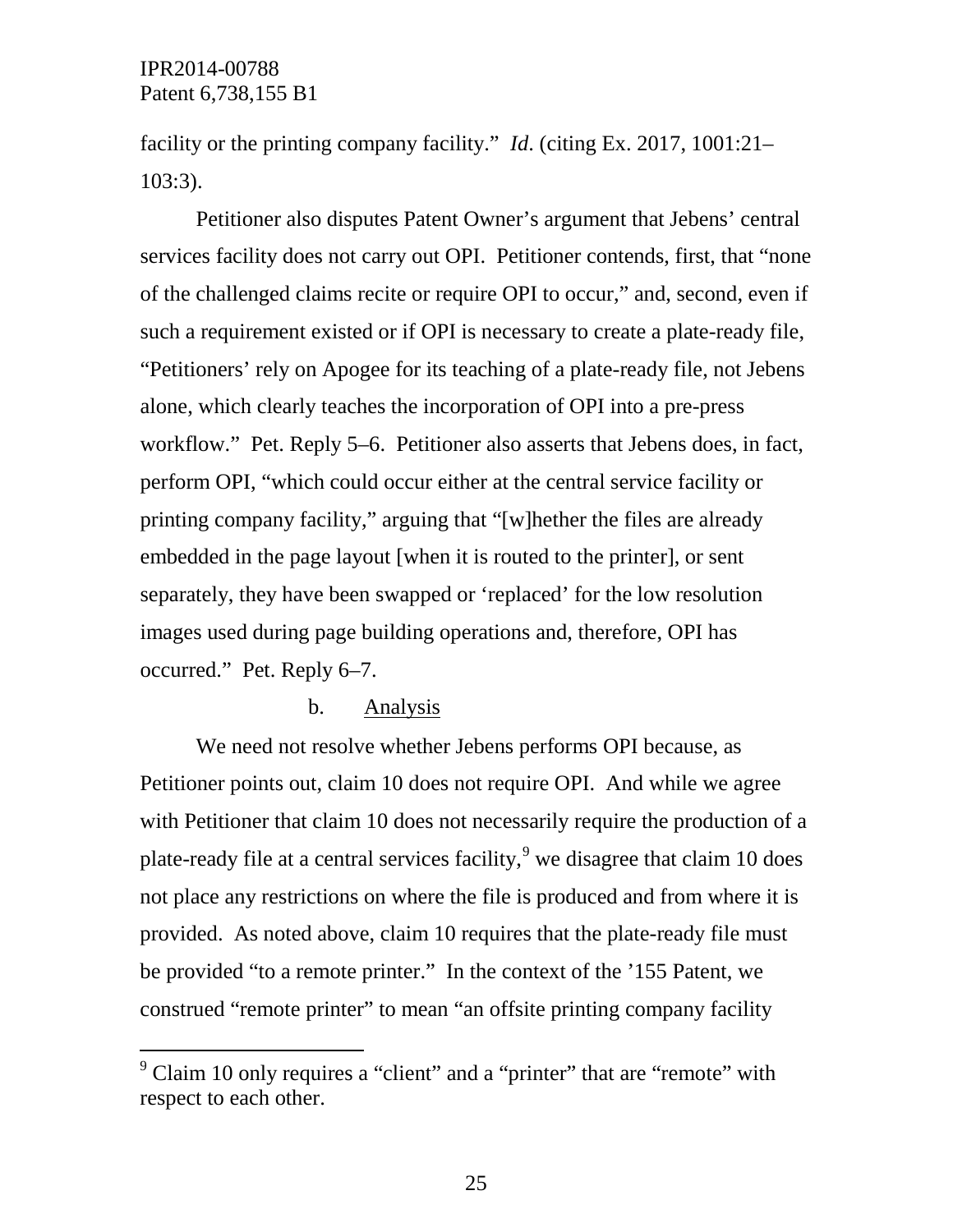facility or the printing company facility." *Id*. (citing Ex. 2017, 1001:21–103:3).

Petitioner also disputes Patent Owner's argument that Jebens' central services facility does not carry out OPI. Petitioner contends, first, that "none of the challenged claims recite or require OPI to occur," and, second, even if such a requirement existed or if OPI is necessary to create a plate-ready file, "Petitioners' rely on Apogee for its teaching of a plate-ready file, not Jebens alone, which clearly teaches the incorporation of OPI into a pre-press workflow." Pet. Reply 5–6. Petitioner also asserts that Jebens does, in fact, perform OPI, "which could occur either at the central service facility or printing company facility," arguing that "[w]hether the files are already embedded in the page layout [when it is routed to the printer], or sent separately, they have been swapped or 'replaced' for the low resolution images used during page building operations and, therefore, OPI has occurred." Pet. Reply 6–7.

b. Analysis

We need not resolve whether Jebens performs OPI because, as Petitioner points out, claim 10 does not require OPI. And while we agree with Petitioner that claim 10 does not necessarily require the production of a plate-ready file at a central services facility,[9] we disagree that claim 10 does not place any restrictions on where the file is produced and from where it is provided. As noted above, claim 10 requires that the plate-ready file must be provided "to a remote printer." In the context of the '155 Patent, we construed "remote printer" to mean "an offsite printing company facility

[9] Claim 10 only requires a "client" and a "printer" that are "remote" with respect to each other.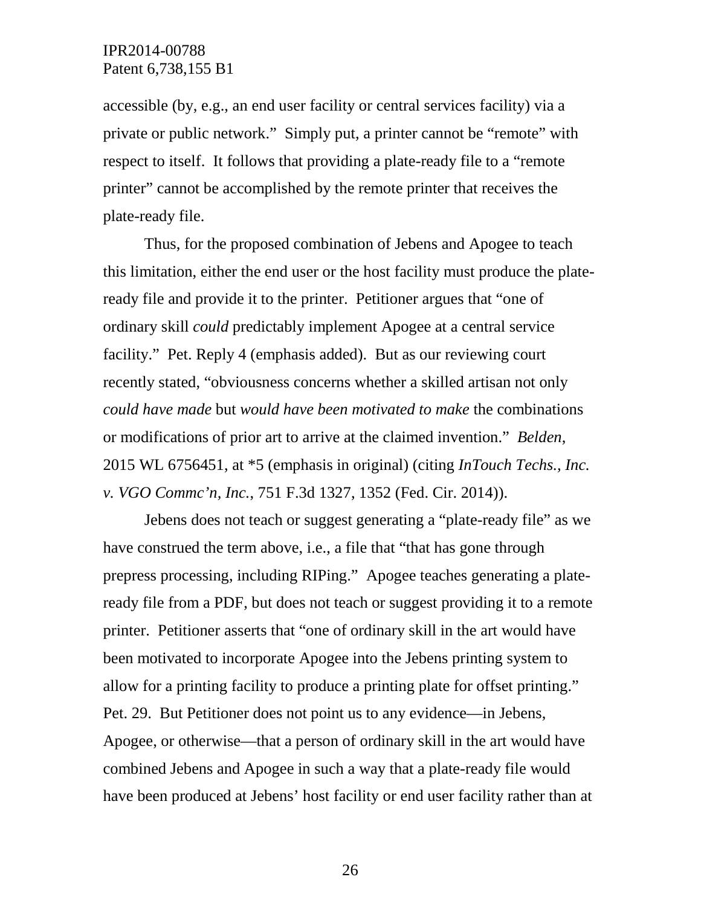accessible (by, e.g., an end user facility or central services facility) via a private or public network." Simply put, a printer cannot be "remote" with respect to itself. It follows that providing a plate-ready file to a "remote printer" cannot be accomplished by the remote printer that receives the plate-ready file.

Thus, for the proposed combination of Jebens and Apogee to teach this limitation, either the end user or the host facility must produce the plate-ready file and provide it to the printer. Petitioner argues that "one of ordinary skill *could* predictably implement Apogee at a central service facility." Pet. Reply 4 (emphasis added). But as our reviewing court recently stated, "obviousness concerns whether a skilled artisan not only *could have made* but *would have been motivated to make* the combinations or modifications of prior art to arrive at the claimed invention." *Belden*, 2015 WL 6756451, at *5 (emphasis in original) (citing *InTouch Techs., Inc. v. VGO Commc'n, Inc.*, 751 F.3d 1327, 1352 (Fed. Cir. 2014)).

Jebens does not teach or suggest generating a "plate-ready file" as we have construed the term above, i.e., a file that "that has gone through prepress processing, including RIPing." Apogee teaches generating a plate-ready file from a PDF, but does not teach or suggest providing it to a remote printer. Petitioner asserts that "one of ordinary skill in the art would have been motivated to incorporate Apogee into the Jebens printing system to allow for a printing facility to produce a printing plate for offset printing." Pet. 29. But Petitioner does not point us to any evidence—in Jebens, Apogee, or otherwise—that a person of ordinary skill in the art would have combined Jebens and Apogee in such a way that a plate-ready file would have been produced at Jebens' host facility or end user facility rather than at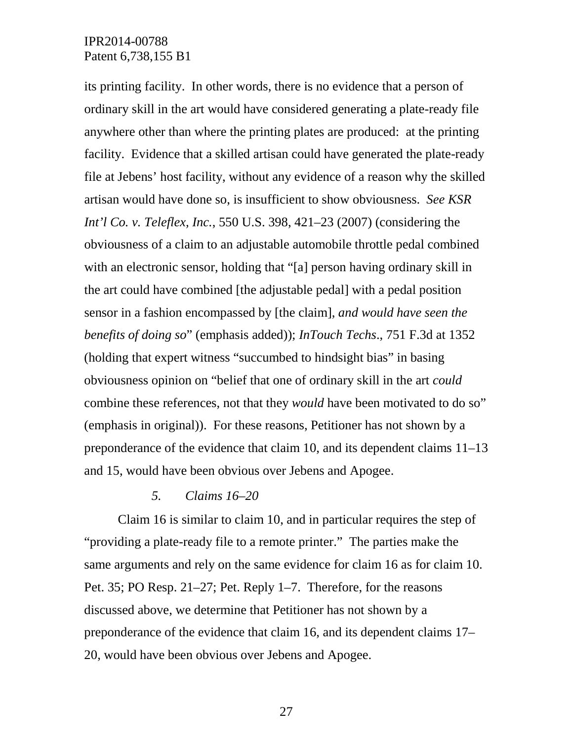its printing facility. In other words, there is no evidence that a person of ordinary skill in the art would have considered generating a plate-ready file anywhere other than where the printing plates are produced: at the printing facility. Evidence that a skilled artisan could have generated the plate-ready file at Jebens' host facility, without any evidence of a reason why the skilled artisan would have done so, is insufficient to show obviousness. *See KSR Int'l Co. v. Teleflex, Inc.*, 550 U.S. 398, 421–23 (2007) (considering the obviousness of a claim to an adjustable automobile throttle pedal combined with an electronic sensor, holding that "[a] person having ordinary skill in the art could have combined [the adjustable pedal] with a pedal position sensor in a fashion encompassed by [the claim], *and would have seen the benefits of doing so*" (emphasis added)); *InTouch Techs*., 751 F.3d at 1352 (holding that expert witness "succumbed to hindsight bias" in basing obviousness opinion on "belief that one of ordinary skill in the art *could* combine these references, not that they *would* have been motivated to do so" (emphasis in original)). For these reasons, Petitioner has not shown by a preponderance of the evidence that claim 10, and its dependent claims 11–13 and 15, would have been obvious over Jebens and Apogee.

### *5. Claims 16–20*

Claim 16 is similar to claim 10, and in particular requires the step of "providing a plate-ready file to a remote printer." The parties make the same arguments and rely on the same evidence for claim 16 as for claim 10. Pet. 35; PO Resp. 21–27; Pet. Reply 1–7. Therefore, for the reasons discussed above, we determine that Petitioner has not shown by a preponderance of the evidence that claim 16, and its dependent claims 17–20, would have been obvious over Jebens and Apogee.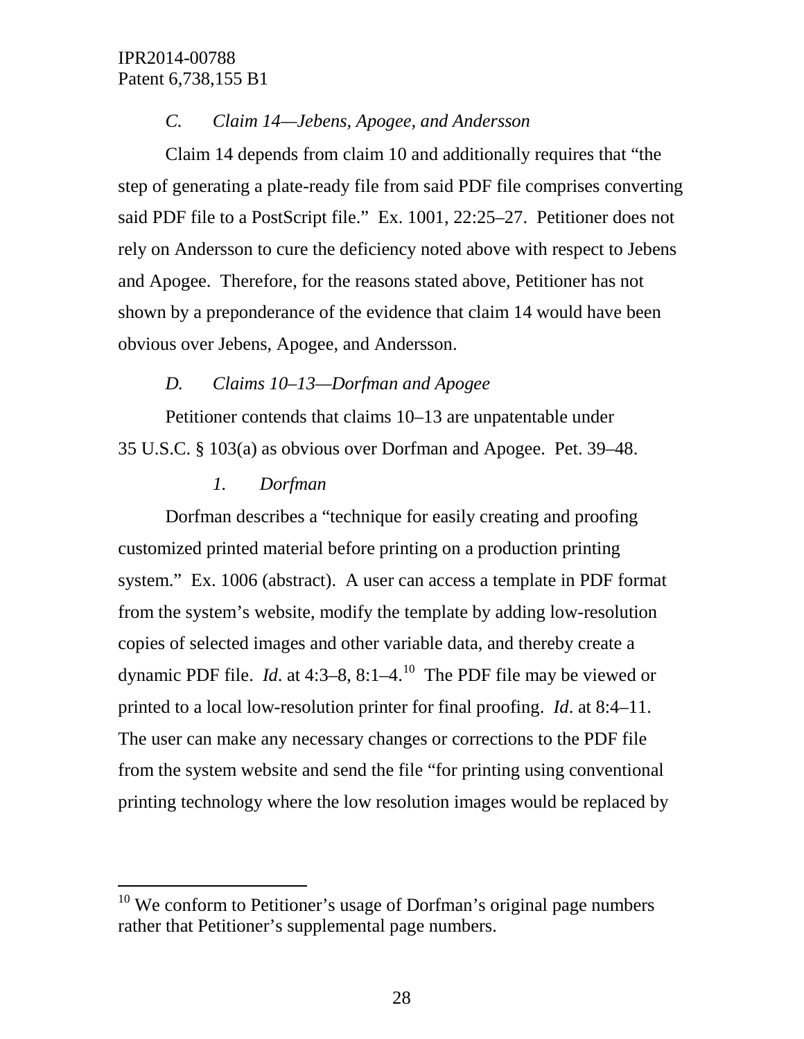### *C. Claim 14—Jebens, Apogee, and Andersson*

Claim 14 depends from claim 10 and additionally requires that "the step of generating a plate-ready file from said PDF file comprises converting said PDF file to a PostScript file." Ex. 1001, 22:25–27. Petitioner does not rely on Andersson to cure the deficiency noted above with respect to Jebens and Apogee. Therefore, for the reasons stated above, Petitioner has not shown by a preponderance of the evidence that claim 14 would have been obvious over Jebens, Apogee, and Andersson.

### *D. Claims 10–13—Dorfman and Apogee*

Petitioner contends that claims 10–13 are unpatentable under 35 U.S.C. § 103(a) as obvious over Dorfman and Apogee. Pet. 39–48.

#### *1. Dorfman*

Dorfman describes a "technique for easily creating and proofing customized printed material before printing on a production printing system." Ex. 1006 (abstract). A user can access a template in PDF format from the system's website, modify the template by adding low-resolution copies of selected images and other variable data, and thereby create a dynamic PDF file. *Id*. at 4:3–8, 8:1–4.[10] The PDF file may be viewed or printed to a local low-resolution printer for final proofing. *Id*. at 8:4–11. The user can make any necessary changes or corrections to the PDF file from the system website and send the file "for printing using conventional printing technology where the low resolution images would be replaced by

[10] We conform to Petitioner's usage of Dorfman's original page numbers rather that Petitioner's supplemental page numbers.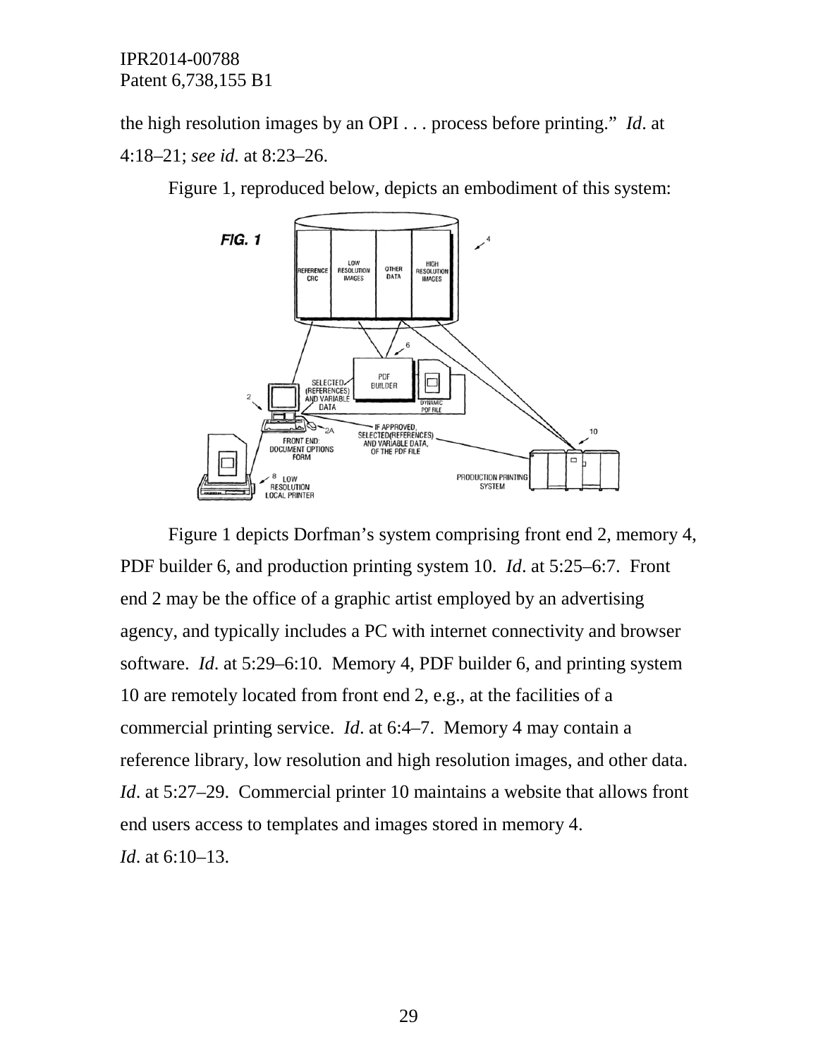the high resolution images by an OPI . . . process before printing." *Id*. at 4:18–21; *see id.* at 8:23–26.

Figure 1, reproduced below, depicts an embodiment of this system:

Figure 1 depicts Dorfman's system comprising front end 2, memory 4, PDF builder 6, and production printing system 10. *Id*. at 5:25–6:7. Front end 2 may be the office of a graphic artist employed by an advertising agency, and typically includes a PC with internet connectivity and browser software. *Id*. at 5:29–6:10. Memory 4, PDF builder 6, and printing system 10 are remotely located from front end 2, e.g., at the facilities of a commercial printing service. *Id*. at 6:4–7. Memory 4 may contain a reference library, low resolution and high resolution images, and other data. *Id*. at 5:27–29. Commercial printer 10 maintains a website that allows front end users access to templates and images stored in memory 4. *Id*. at 6:10–13.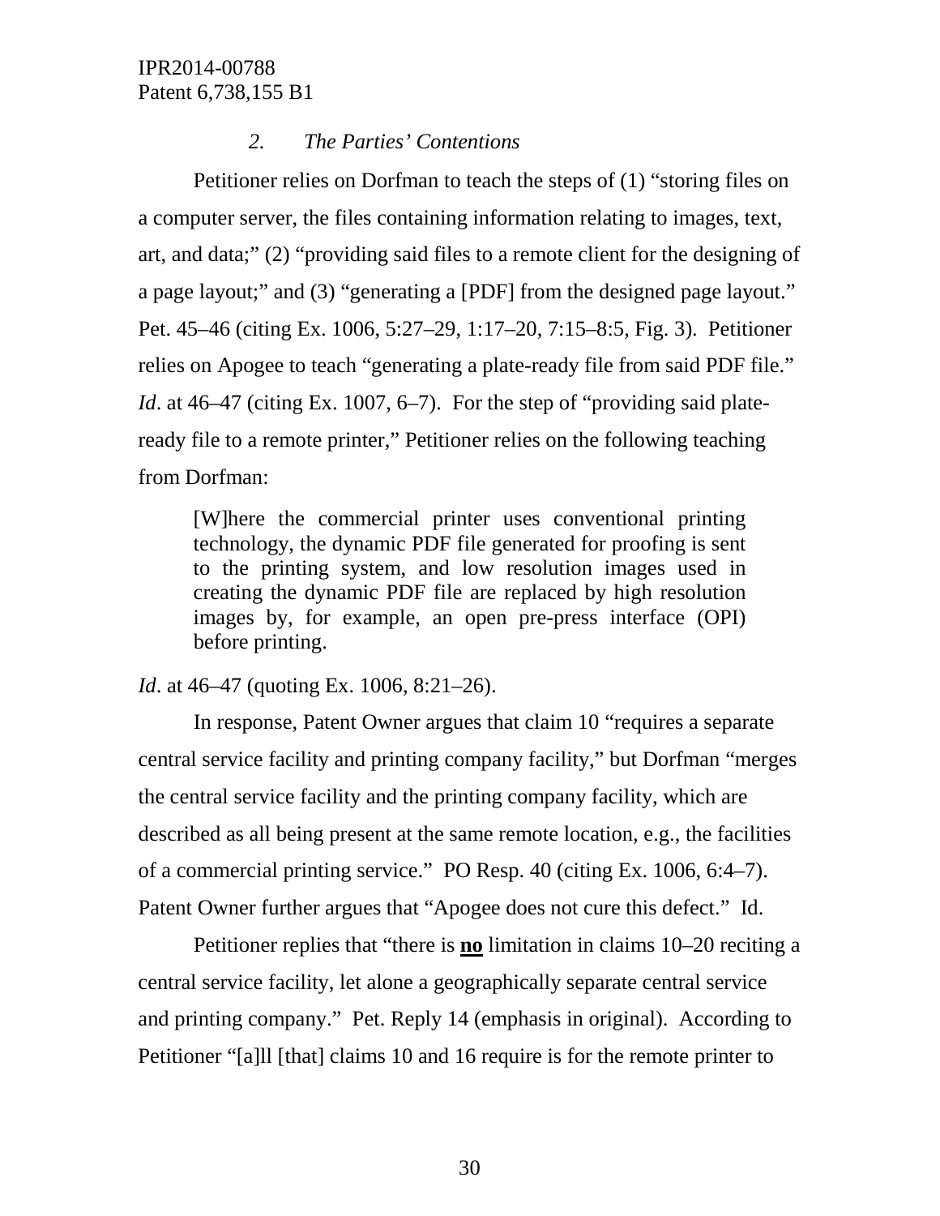### *2. The Parties' Contentions*

Petitioner relies on Dorfman to teach the steps of (1) "storing files on a computer server, the files containing information relating to images, text, art, and data;" (2) "providing said files to a remote client for the designing of a page layout;" and (3) "generating a [PDF] from the designed page layout." Pet. 45–46 (citing Ex. 1006, 5:27–29, 1:17–20, 7:15–8:5, Fig. 3). Petitioner relies on Apogee to teach "generating a plate-ready file from said PDF file." *Id*. at 46–47 (citing Ex. 1007, 6–7). For the step of "providing said plate-ready file to a remote printer," Petitioner relies on the following teaching from Dorfman:

> [W]here the commercial printer uses conventional printing technology, the dynamic PDF file generated for proofing is sent to the printing system, and low resolution images used in creating the dynamic PDF file are replaced by high resolution images by, for example, an open pre-press interface (OPI) before printing.

*Id*. at 46–47 (quoting Ex. 1006, 8:21–26).

In response, Patent Owner argues that claim 10 "requires a separate central service facility and printing company facility," but Dorfman "merges the central service facility and the printing company facility, which are described as all being present at the same remote location, e.g., the facilities of a commercial printing service." PO Resp. 40 (citing Ex. 1006, 6:4–7). Patent Owner further argues that "Apogee does not cure this defect." Id.

Petitioner replies that "there is **no** limitation in claims 10–20 reciting a central service facility, let alone a geographically separate central service and printing company." Pet. Reply 14 (emphasis in original). According to Petitioner "[a]ll [that] claims 10 and 16 require is for the remote printer to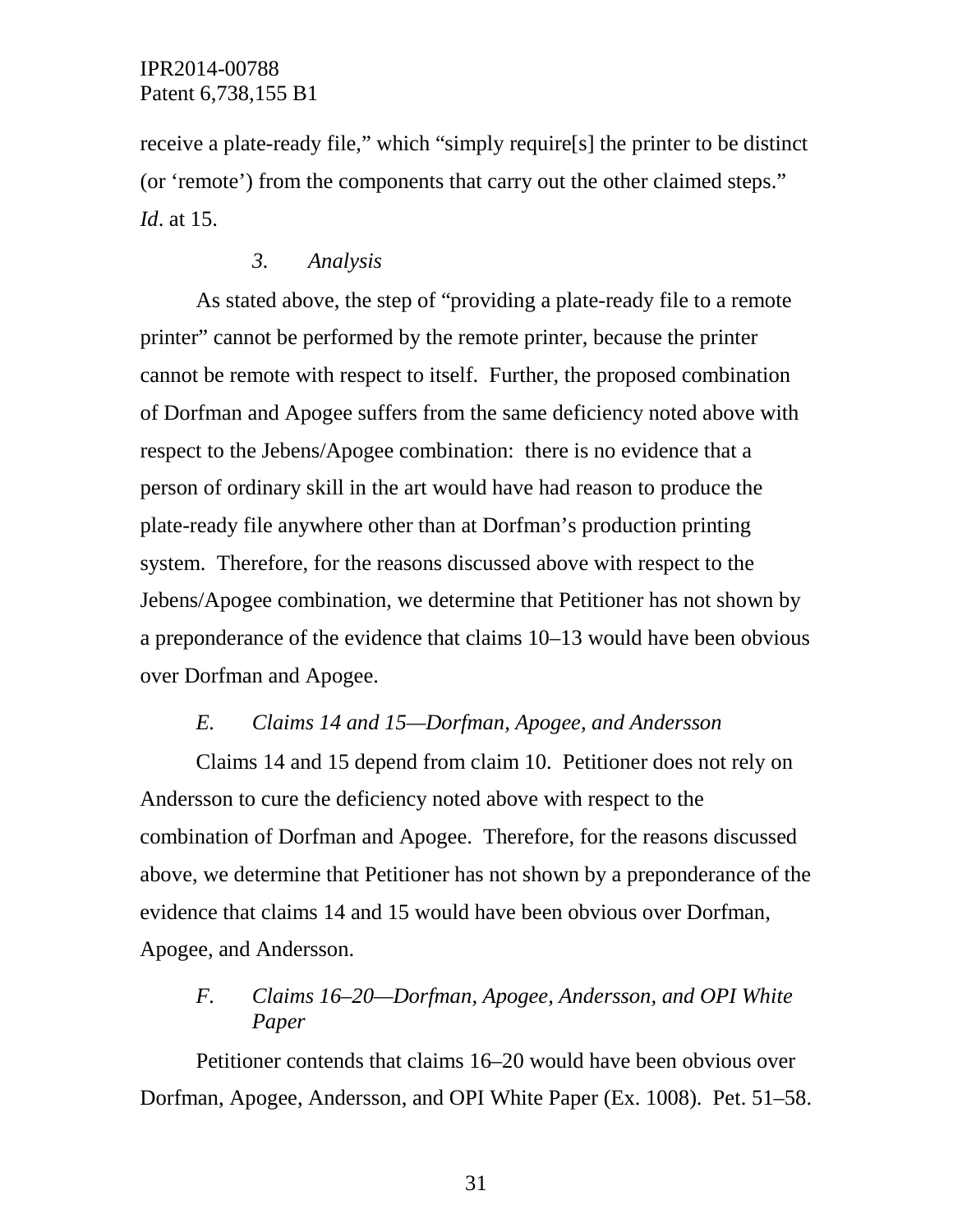receive a plate-ready file," which "simply require[s] the printer to be distinct (or 'remote') from the components that carry out the other claimed steps." *Id*. at 15.

#### *3. Analysis*

As stated above, the step of "providing a plate-ready file to a remote printer" cannot be performed by the remote printer, because the printer cannot be remote with respect to itself. Further, the proposed combination of Dorfman and Apogee suffers from the same deficiency noted above with respect to the Jebens/Apogee combination: there is no evidence that a person of ordinary skill in the art would have had reason to produce the plate-ready file anywhere other than at Dorfman's production printing system. Therefore, for the reasons discussed above with respect to the Jebens/Apogee combination, we determine that Petitioner has not shown by a preponderance of the evidence that claims 10–13 would have been obvious over Dorfman and Apogee.

### *E. Claims 14 and 15—Dorfman, Apogee, and Andersson*

Claims 14 and 15 depend from claim 10. Petitioner does not rely on Andersson to cure the deficiency noted above with respect to the combination of Dorfman and Apogee. Therefore, for the reasons discussed above, we determine that Petitioner has not shown by a preponderance of the evidence that claims 14 and 15 would have been obvious over Dorfman, Apogee, and Andersson.

### *F. Claims 16–20—Dorfman, Apogee, Andersson, and OPI White Paper*

Petitioner contends that claims 16–20 would have been obvious over Dorfman, Apogee, Andersson, and OPI White Paper (Ex. 1008). Pet. 51–58.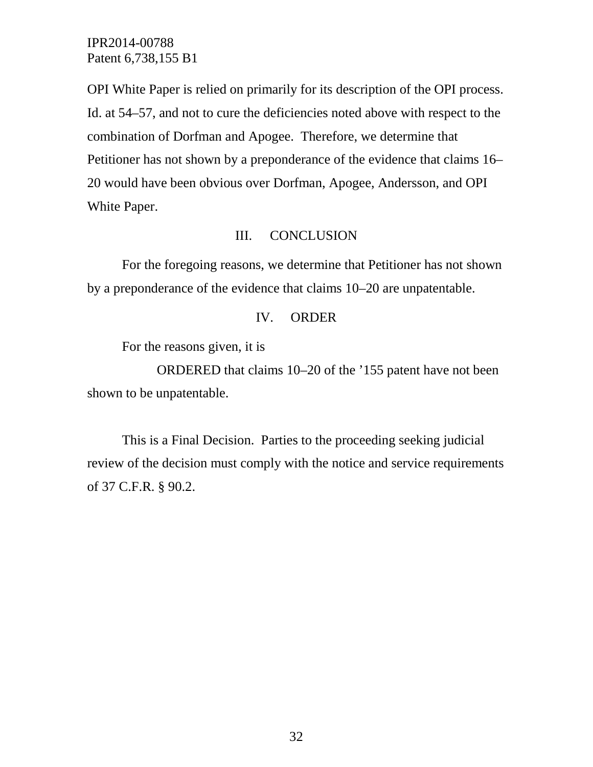OPI White Paper is relied on primarily for its description of the OPI process. Id. at 54–57, and not to cure the deficiencies noted above with respect to the combination of Dorfman and Apogee. Therefore, we determine that Petitioner has not shown by a preponderance of the evidence that claims 16–20 would have been obvious over Dorfman, Apogee, Andersson, and OPI White Paper.

## III. CONCLUSION

For the foregoing reasons, we determine that Petitioner has not shown by a preponderance of the evidence that claims 10–20 are unpatentable.

## IV. ORDER

For the reasons given, it is

ORDERED that claims 10–20 of the ’155 patent have not been shown to be unpatentable.

This is a Final Decision. Parties to the proceeding seeking judicial review of the decision must comply with the notice and service requirements of 37 C.F.R. § 90.2.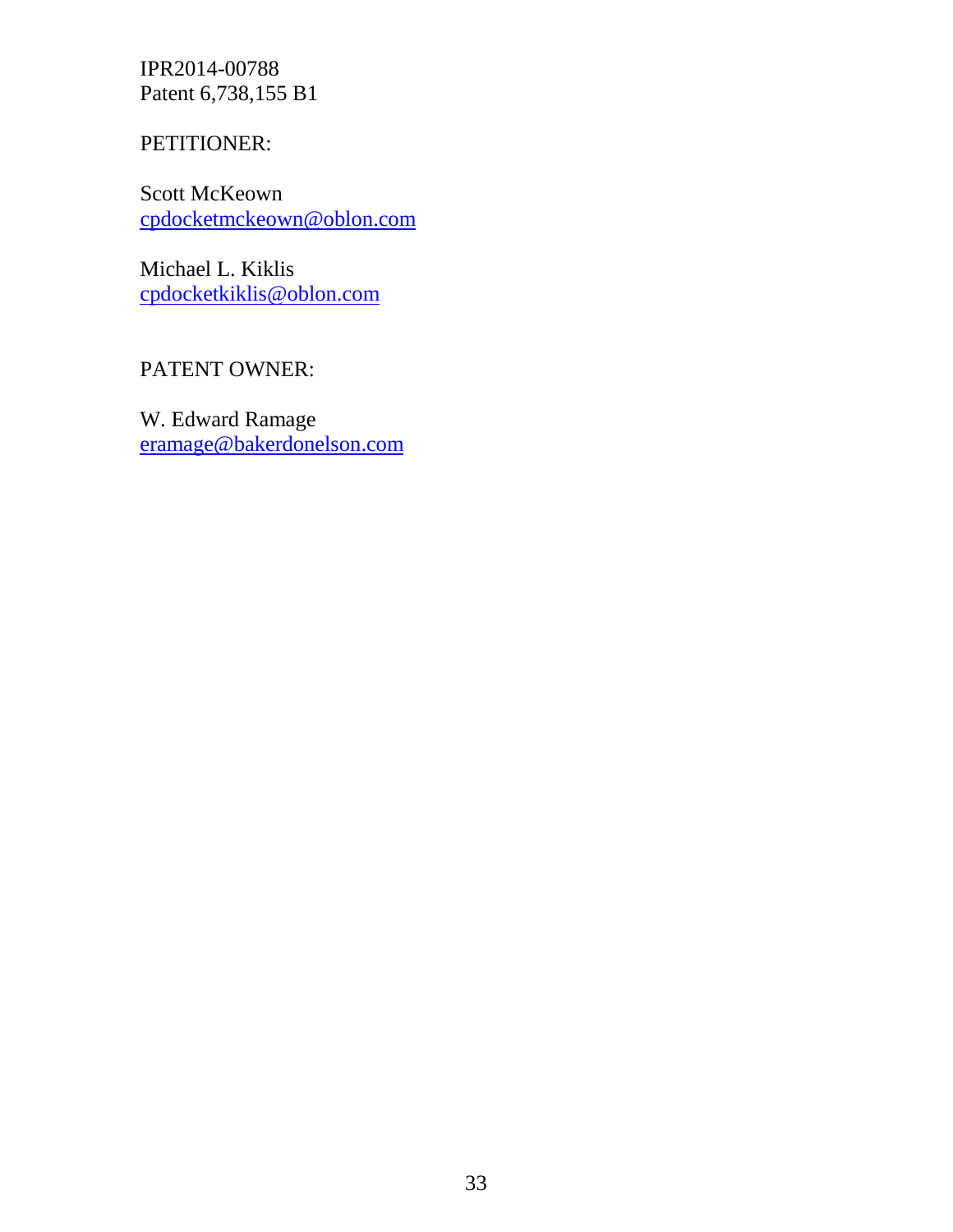IPR2014-00788
Patent 6,738,155 B1

PETITIONER:

Scott McKeown
cpdocketmckeown@oblon.com

Michael L. Kiklis
cpdocketkiklis@oblon.com

PATENT OWNER:

W. Edward Ramage
eramage@bakerdonelson.com